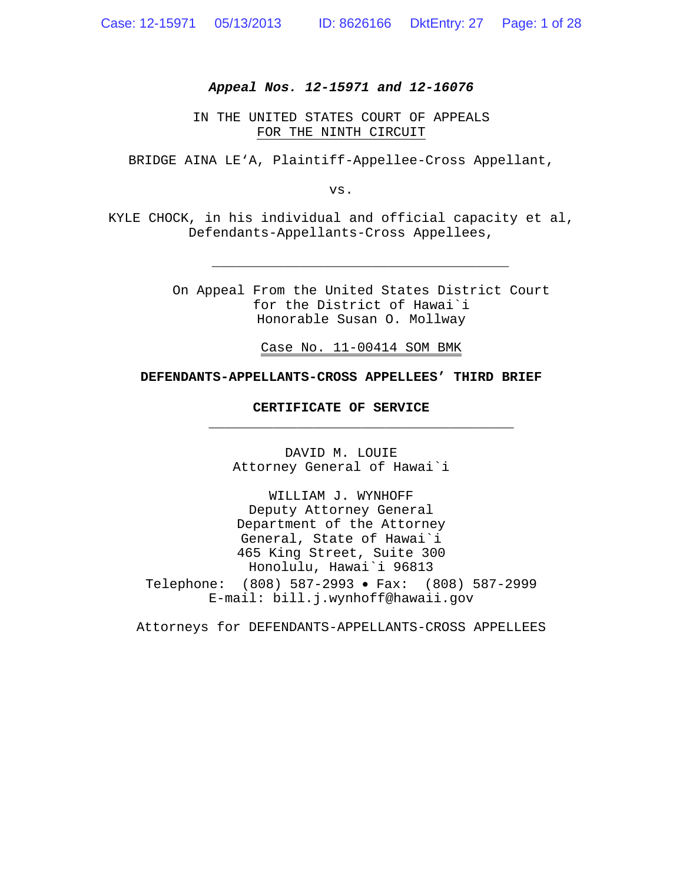***Appeal Nos. 12-15971 and 12-16076***

IN THE UNITED STATES COURT OF APPEALS
FOR THE NINTH CIRCUIT

BRIDGE AINA LE'A, Plaintiff-Appellee-Cross Appellant,

vs.

KYLE CHOCK, in his individual and official capacity et al,
Defendants-Appellants-Cross Appellees,

---

On Appeal From the United States District Court
for the District of Hawai`i
Honorable Susan O. Mollway

Case No. 11-00414 SOM BMK

**DEFENDANTS-APPELLANTS-CROSS APPELLEES' THIRD BRIEF**

**CERTIFICATE OF SERVICE**

---

DAVID M. LOUIE
Attorney General of Hawai`i

WILLIAM J. WYNHOFF
Deputy Attorney General
Department of the Attorney
General, State of Hawai`i
465 King Street, Suite 300
Honolulu, Hawai`i 96813
Telephone: (808) 587-2993 • Fax: (808) 587-2999
E-mail: bill.j.wynhoff@hawaii.gov

Attorneys for DEFENDANTS-APPELLANTS-CROSS APPELLEES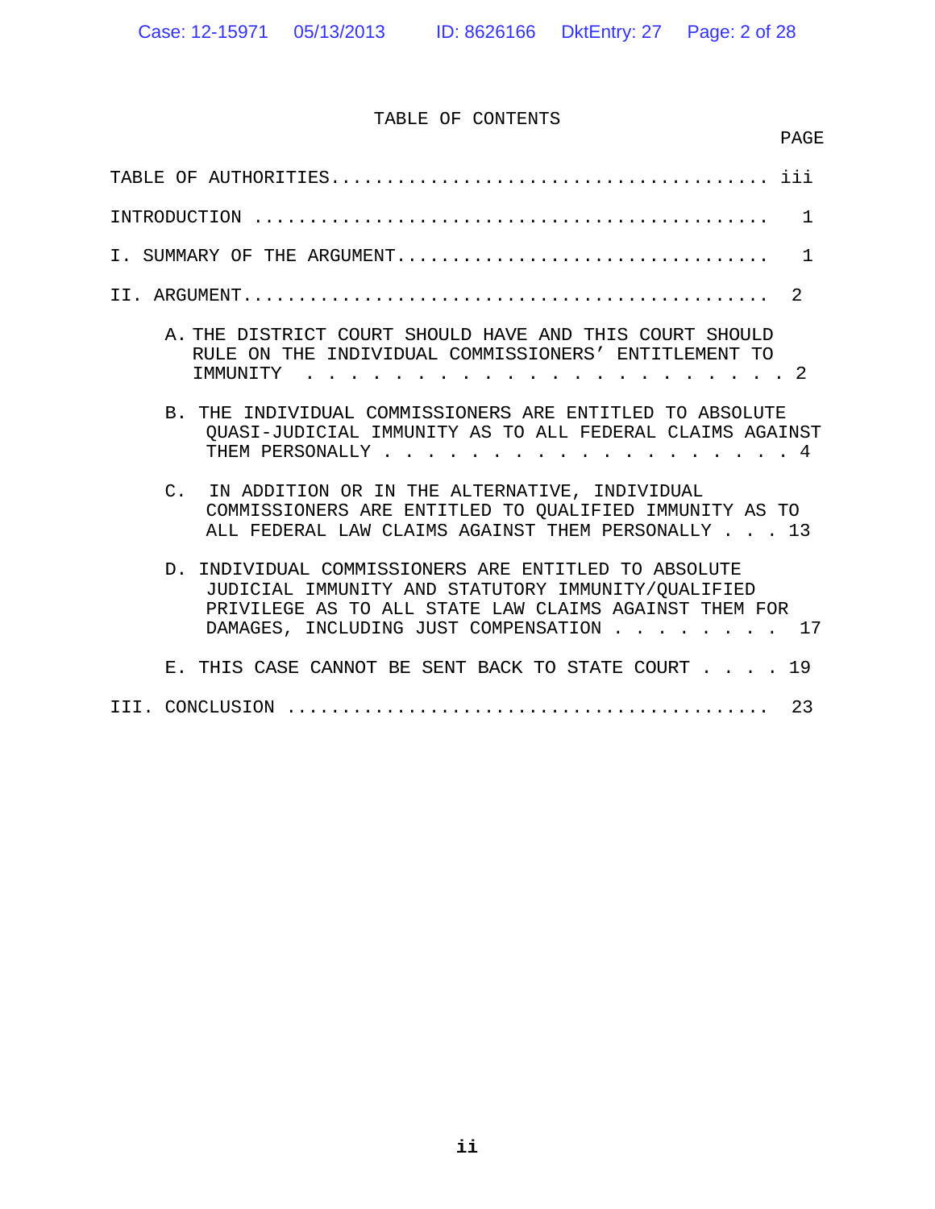# TABLE OF CONTENTS

| | PAGE |
|---|---|
| TABLE OF AUTHORITIES | iii |
| INTRODUCTION | 1 |
| I. SUMMARY OF THE ARGUMENT | 1 |
| II. ARGUMENT | 2 |
| A. THE DISTRICT COURT SHOULD HAVE AND THIS COURT SHOULD RULE ON THE INDIVIDUAL COMMISSIONERS' ENTITLEMENT TO IMMUNITY | 2 |
| B. THE INDIVIDUAL COMMISSIONERS ARE ENTITLED TO ABSOLUTE QUASI-JUDICIAL IMMUNITY AS TO ALL FEDERAL CLAIMS AGAINST THEM PERSONALLY | 4 |
| C. IN ADDITION OR IN THE ALTERNATIVE, INDIVIDUAL COMMISSIONERS ARE ENTITLED TO QUALIFIED IMMUNITY AS TO ALL FEDERAL LAW CLAIMS AGAINST THEM PERSONALLY | 13 |
| D. INDIVIDUAL COMMISSIONERS ARE ENTITLED TO ABSOLUTE JUDICIAL IMMUNITY AND STATUTORY IMMUNITY/QUALIFIED PRIVILEGE AS TO ALL STATE LAW CLAIMS AGAINST THEM FOR DAMAGES, INCLUDING JUST COMPENSATION | 17 |
| E. THIS CASE CANNOT BE SENT BACK TO STATE COURT | 19 |
| III. CONCLUSION | 23 |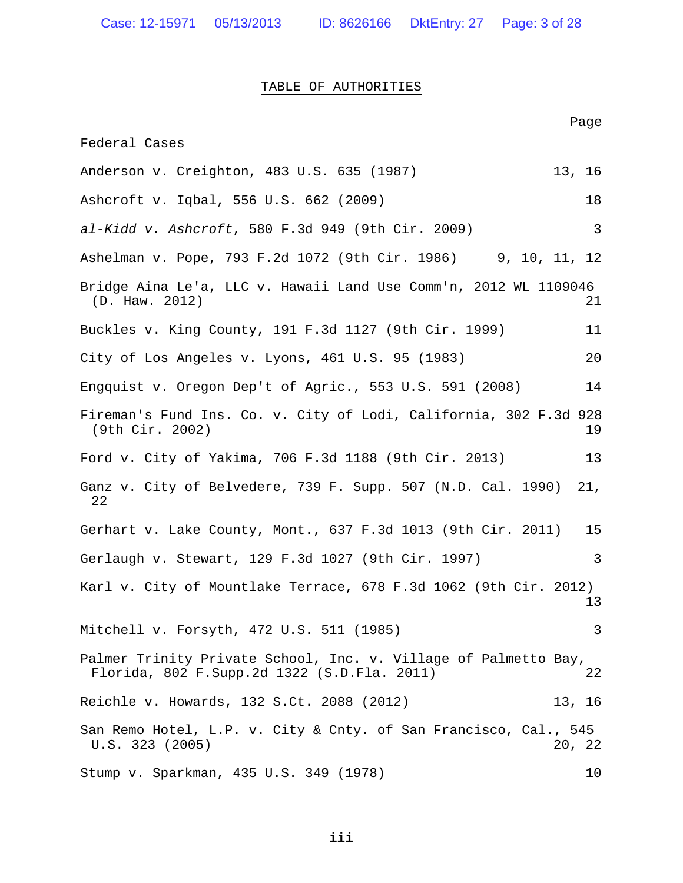# TABLE OF AUTHORITIES

| | Page |
|---|---|
| **Federal Cases** | |
| Anderson v. Creighton, 483 U.S. 635 (1987) | 13, 16 |
| Ashcroft v. Iqbal, 556 U.S. 662 (2009) | 18 |
| *al-Kidd v. Ashcroft*, 580 F.3d 949 (9th Cir. 2009) | 3 |
| Ashelman v. Pope, 793 F.2d 1072 (9th Cir. 1986) | 9, 10, 11, 12 |
| Bridge Aina Le'a, LLC v. Hawaii Land Use Comm'n, 2012 WL 1109046 (D. Haw. 2012) | 21 |
| Buckles v. King County, 191 F.3d 1127 (9th Cir. 1999) | 11 |
| City of Los Angeles v. Lyons, 461 U.S. 95 (1983) | 20 |
| Engquist v. Oregon Dep't of Agric., 553 U.S. 591 (2008) | 14 |
| Fireman's Fund Ins. Co. v. City of Lodi, California, 302 F.3d 928 (9th Cir. 2002) | 19 |
| Ford v. City of Yakima, 706 F.3d 1188 (9th Cir. 2013) | 13 |
| Ganz v. City of Belvedere, 739 F. Supp. 507 (N.D. Cal. 1990) | 21, 22 |
| Gerhart v. Lake County, Mont., 637 F.3d 1013 (9th Cir. 2011) | 15 |
| Gerlaugh v. Stewart, 129 F.3d 1027 (9th Cir. 1997) | 3 |
| Karl v. City of Mountlake Terrace, 678 F.3d 1062 (9th Cir. 2012) | 13 |
| Mitchell v. Forsyth, 472 U.S. 511 (1985) | 3 |
| Palmer Trinity Private School, Inc. v. Village of Palmetto Bay, Florida, 802 F.Supp.2d 1322 (S.D.Fla. 2011) | 22 |
| Reichle v. Howards, 132 S.Ct. 2088 (2012) | 13, 16 |
| San Remo Hotel, L.P. v. City & Cnty. of San Francisco, Cal., 545 U.S. 323 (2005) | 20, 22 |
| Stump v. Sparkman, 435 U.S. 349 (1978) | 10 |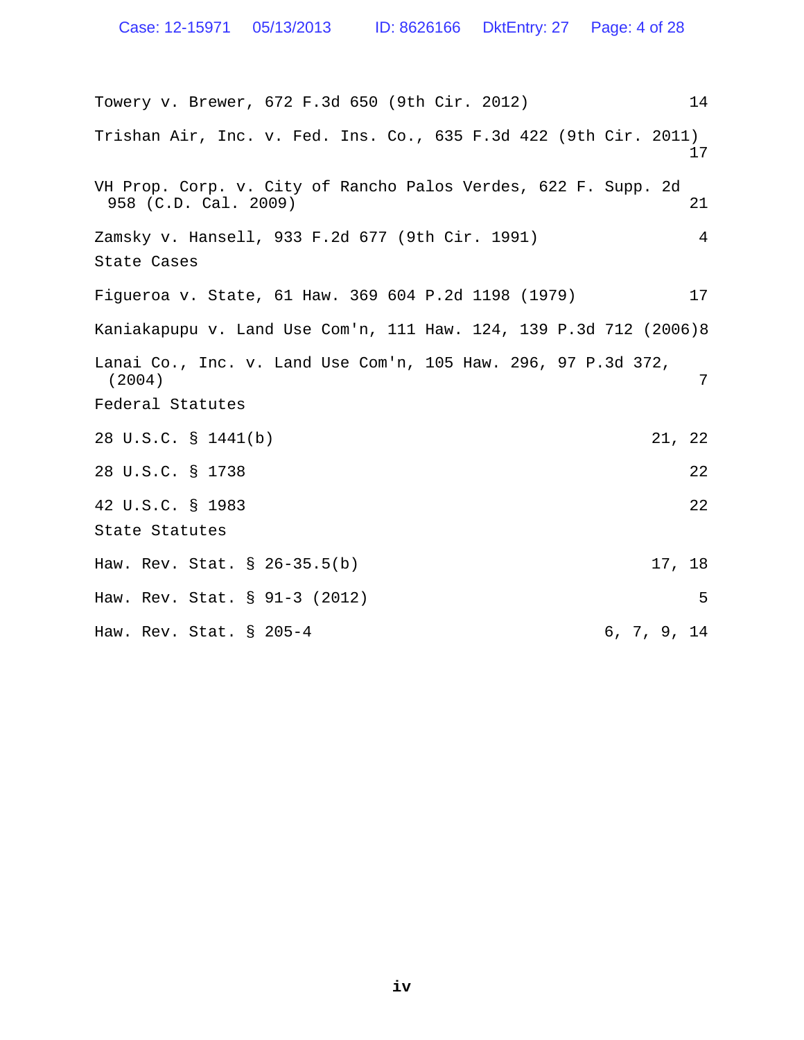Towery v. Brewer, 672 F.3d 650 (9th Cir. 2012) 14

Trishan Air, Inc. v. Fed. Ins. Co., 635 F.3d 422 (9th Cir. 2011) 17

VH Prop. Corp. v. City of Rancho Palos Verdes, 622 F. Supp. 2d 958 (C.D. Cal. 2009) 21

Zamsky v. Hansell, 933 F.2d 677 (9th Cir. 1991) 4

State Cases

Figueroa v. State, 61 Haw. 369 604 P.2d 1198 (1979) 17

Kaniakapupu v. Land Use Com'n, 111 Haw. 124, 139 P.3d 712 (2006) 8

Lanai Co., Inc. v. Land Use Com'n, 105 Haw. 296, 97 P.3d 372, (2004) 7

Federal Statutes

28 U.S.C. § 1441(b) 21, 22

28 U.S.C. § 1738 22

42 U.S.C. § 1983 22

State Statutes

Haw. Rev. Stat. § 26-35.5(b) 17, 18

Haw. Rev. Stat. § 91-3 (2012) 5

Haw. Rev. Stat. § 205-4 6, 7, 9, 14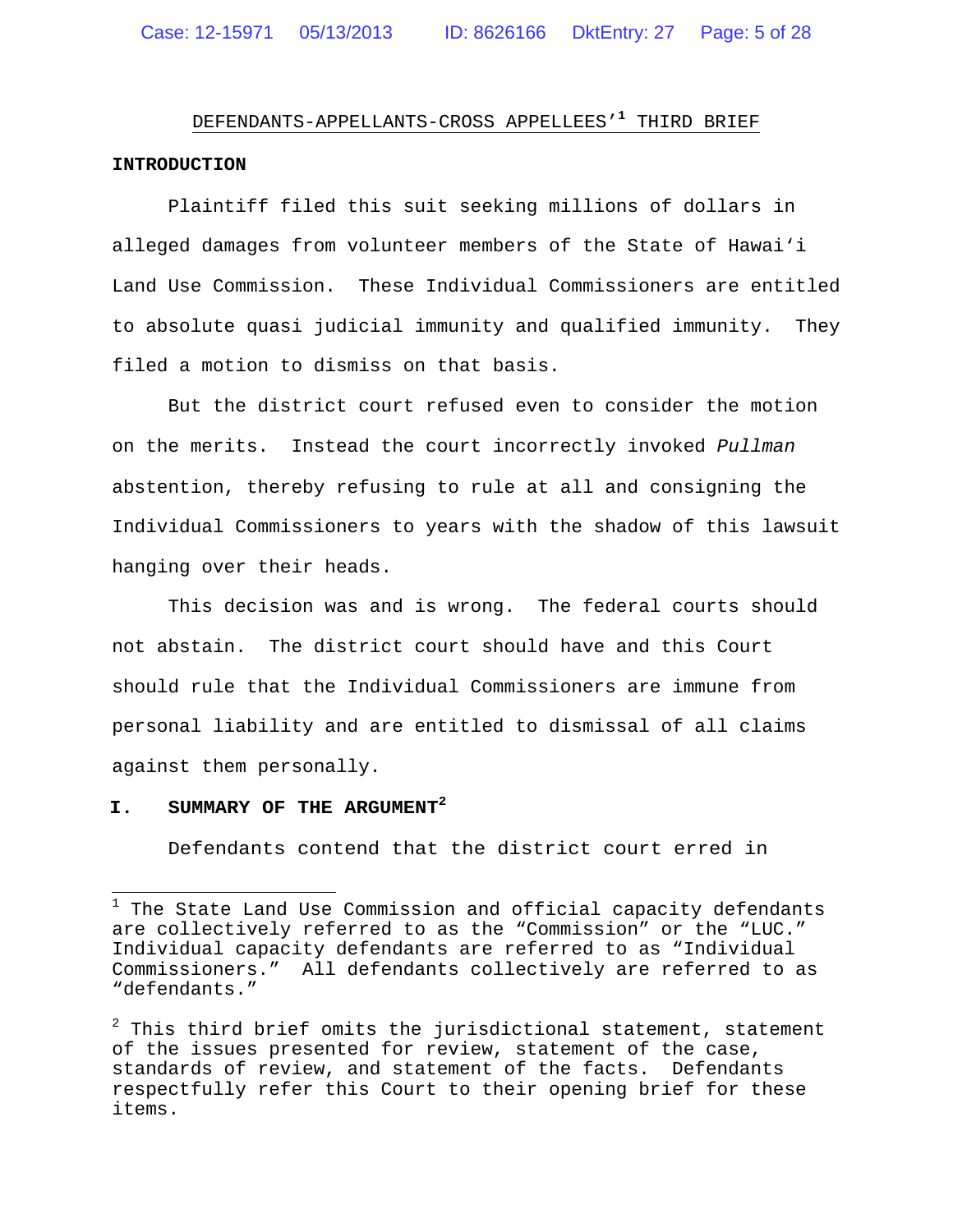DEFENDANTS-APPELLANTS-CROSS APPELLEES'[1] THIRD BRIEF

**INTRODUCTION**

Plaintiff filed this suit seeking millions of dollars in alleged damages from volunteer members of the State of Hawai'i Land Use Commission. These Individual Commissioners are entitled to absolute quasi judicial immunity and qualified immunity. They filed a motion to dismiss on that basis.

But the district court refused even to consider the motion on the merits. Instead the court incorrectly invoked *Pullman* abstention, thereby refusing to rule at all and consigning the Individual Commissioners to years with the shadow of this lawsuit hanging over their heads.

This decision was and is wrong. The federal courts should not abstain. The district court should have and this Court should rule that the Individual Commissioners are immune from personal liability and are entitled to dismissal of all claims against them personally.

## I. SUMMARY OF THE ARGUMENT[2]

Defendants contend that the district court erred in

---

[1] The State Land Use Commission and official capacity defendants are collectively referred to as the "Commission" or the "LUC." Individual capacity defendants are referred to as "Individual Commissioners." All defendants collectively are referred to as "defendants."

[2] This third brief omits the jurisdictional statement, statement of the issues presented for review, statement of the case, standards of review, and statement of the facts. Defendants respectfully refer this Court to their opening brief for these items.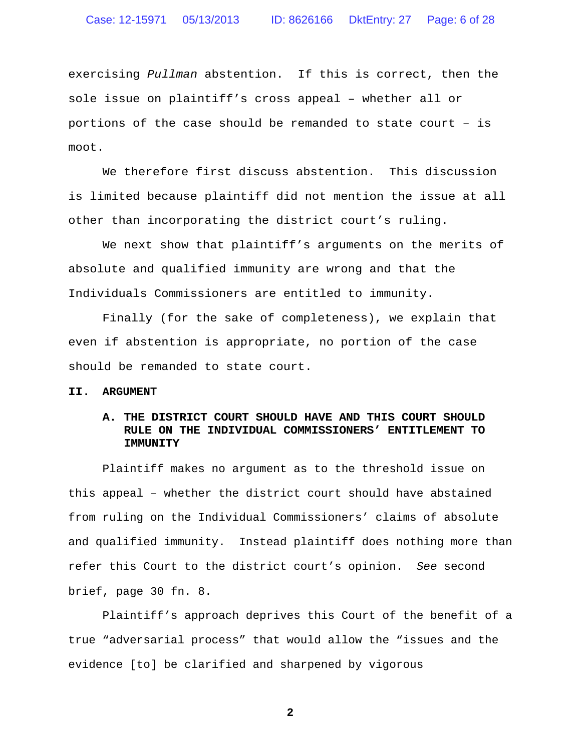exercising *Pullman* abstention. If this is correct, then the sole issue on plaintiff's cross appeal – whether all or portions of the case should be remanded to state court – is moot.

We therefore first discuss abstention. This discussion is limited because plaintiff did not mention the issue at all other than incorporating the district court's ruling.

We next show that plaintiff's arguments on the merits of absolute and qualified immunity are wrong and that the Individuals Commissioners are entitled to immunity.

Finally (for the sake of completeness), we explain that even if abstention is appropriate, no portion of the case should be remanded to state court.

## II. ARGUMENT

### A. THE DISTRICT COURT SHOULD HAVE AND THIS COURT SHOULD RULE ON THE INDIVIDUAL COMMISSIONERS' ENTITLEMENT TO IMMUNITY

Plaintiff makes no argument as to the threshold issue on this appeal – whether the district court should have abstained from ruling on the Individual Commissioners' claims of absolute and qualified immunity. Instead plaintiff does nothing more than refer this Court to the district court's opinion. *See* second brief, page 30 fn. 8.

Plaintiff's approach deprives this Court of the benefit of a true "adversarial process" that would allow the "issues and the evidence [to] be clarified and sharpened by vigorous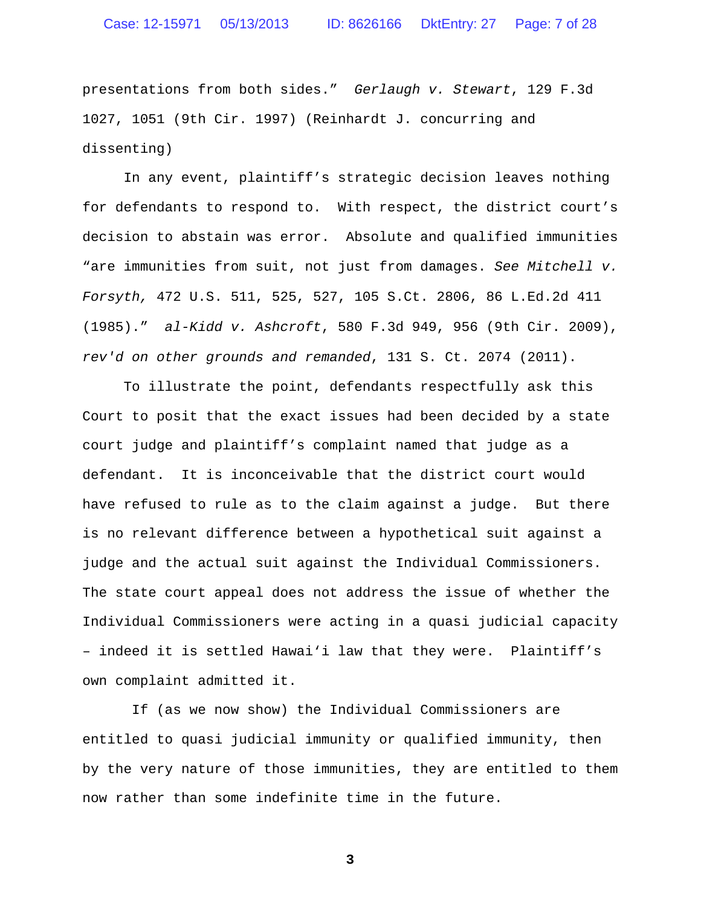presentations from both sides." *Gerlaugh v. Stewart*, 129 F.3d 1027, 1051 (9th Cir. 1997) (Reinhardt J. concurring and dissenting)

In any event, plaintiff's strategic decision leaves nothing for defendants to respond to. With respect, the district court's decision to abstain was error. Absolute and qualified immunities "are immunities from suit, not just from damages. *See Mitchell v. Forsyth,* 472 U.S. 511, 525, 527, 105 S.Ct. 2806, 86 L.Ed.2d 411 (1985)." *al-Kidd v. Ashcroft*, 580 F.3d 949, 956 (9th Cir. 2009), *rev'd on other grounds and remanded*, 131 S. Ct. 2074 (2011).

To illustrate the point, defendants respectfully ask this Court to posit that the exact issues had been decided by a state court judge and plaintiff's complaint named that judge as a defendant. It is inconceivable that the district court would have refused to rule as to the claim against a judge. But there is no relevant difference between a hypothetical suit against a judge and the actual suit against the Individual Commissioners. The state court appeal does not address the issue of whether the Individual Commissioners were acting in a quasi judicial capacity – indeed it is settled Hawai'i law that they were. Plaintiff's own complaint admitted it.

If (as we now show) the Individual Commissioners are entitled to quasi judicial immunity or qualified immunity, then by the very nature of those immunities, they are entitled to them now rather than some indefinite time in the future.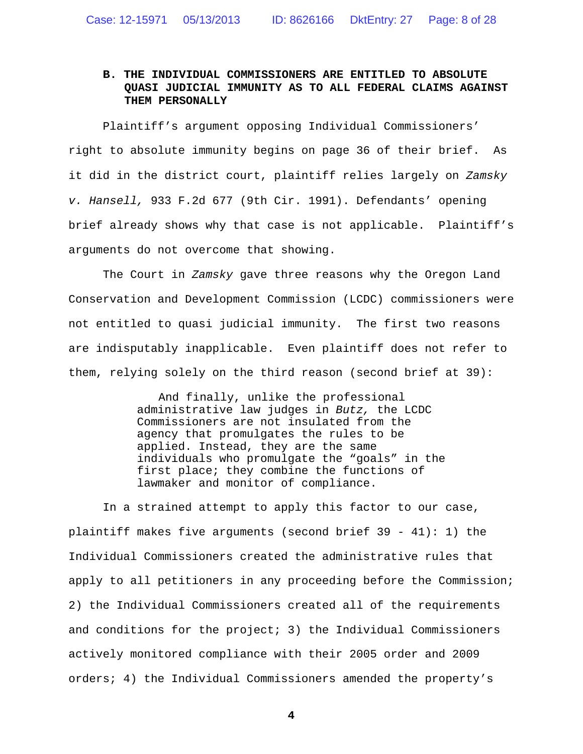### B. THE INDIVIDUAL COMMISSIONERS ARE ENTITLED TO ABSOLUTE QUASI JUDICIAL IMMUNITY AS TO ALL FEDERAL CLAIMS AGAINST THEM PERSONALLY

Plaintiff's argument opposing Individual Commissioners' right to absolute immunity begins on page 36 of their brief. As it did in the district court, plaintiff relies largely on *Zamsky v. Hansell,* 933 F.2d 677 (9th Cir. 1991). Defendants' opening brief already shows why that case is not applicable. Plaintiff's arguments do not overcome that showing.

The Court in *Zamsky* gave three reasons why the Oregon Land Conservation and Development Commission (LCDC) commissioners were not entitled to quasi judicial immunity. The first two reasons are indisputably inapplicable. Even plaintiff does not refer to them, relying solely on the third reason (second brief at 39):

> And finally, unlike the professional administrative law judges in *Butz,* the LCDC Commissioners are not insulated from the agency that promulgates the rules to be applied. Instead, they are the same individuals who promulgate the "goals" in the first place; they combine the functions of lawmaker and monitor of compliance.

In a strained attempt to apply this factor to our case, plaintiff makes five arguments (second brief 39 - 41): 1) the Individual Commissioners created the administrative rules that apply to all petitioners in any proceeding before the Commission; 2) the Individual Commissioners created all of the requirements and conditions for the project; 3) the Individual Commissioners actively monitored compliance with their 2005 order and 2009 orders; 4) the Individual Commissioners amended the property's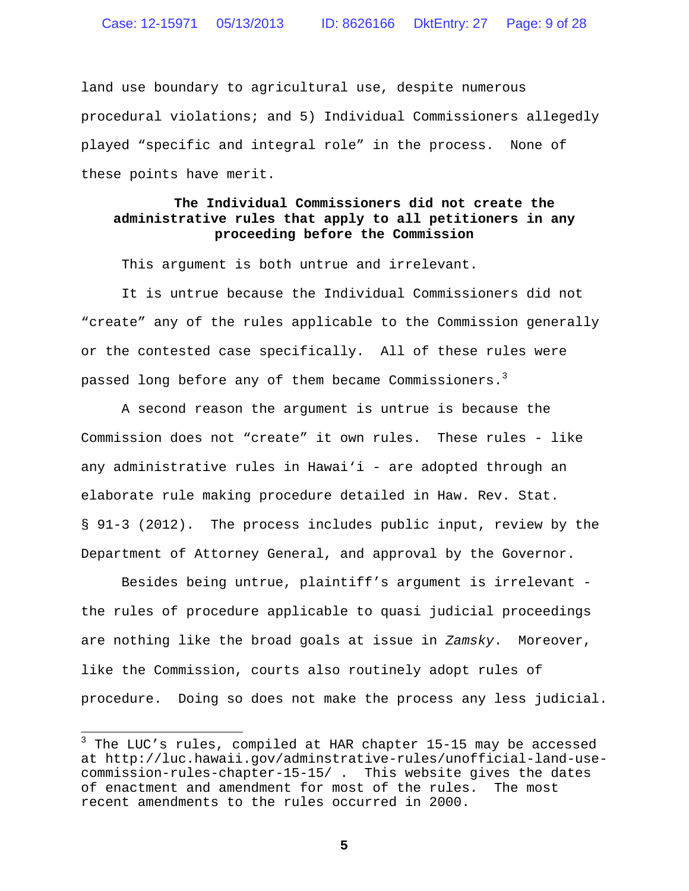land use boundary to agricultural use, despite numerous procedural violations; and 5) Individual Commissioners allegedly played "specific and integral role" in the process. None of these points have merit.

**The Individual Commissioners did not create the administrative rules that apply to all petitioners in any proceeding before the Commission**

This argument is both untrue and irrelevant.

It is untrue because the Individual Commissioners did not "create" any of the rules applicable to the Commission generally or the contested case specifically. All of these rules were passed long before any of them became Commissioners.[3]

A second reason the argument is untrue is because the Commission does not "create" it own rules. These rules - like any administrative rules in Hawai'i - are adopted through an elaborate rule making procedure detailed in Haw. Rev. Stat. § 91-3 (2012). The process includes public input, review by the Department of Attorney General, and approval by the Governor.

Besides being untrue, plaintiff's argument is irrelevant - the rules of procedure applicable to quasi judicial proceedings are nothing like the broad goals at issue in *Zamsky*. Moreover, like the Commission, courts also routinely adopt rules of procedure. Doing so does not make the process any less judicial.

---

[3] The LUC's rules, compiled at HAR chapter 15-15 may be accessed at http://luc.hawaii.gov/adminstrative-rules/unofficial-land-use-commission-rules-chapter-15-15/ . This website gives the dates of enactment and amendment for most of the rules. The most recent amendments to the rules occurred in 2000.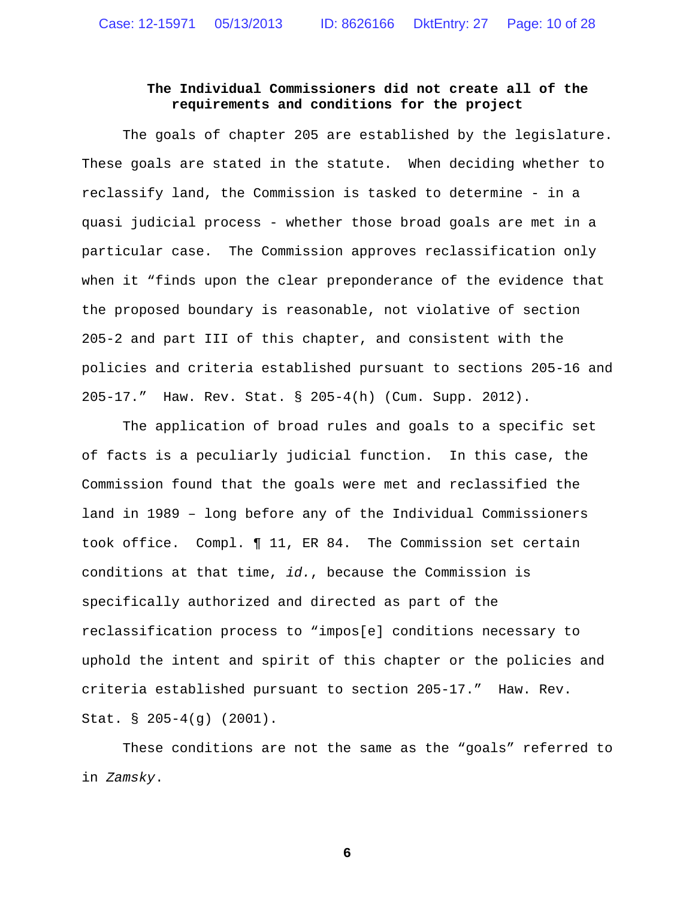## The Individual Commissioners did not create all of the requirements and conditions for the project

The goals of chapter 205 are established by the legislature. These goals are stated in the statute. When deciding whether to reclassify land, the Commission is tasked to determine - in a quasi judicial process - whether those broad goals are met in a particular case. The Commission approves reclassification only when it "finds upon the clear preponderance of the evidence that the proposed boundary is reasonable, not violative of section 205-2 and part III of this chapter, and consistent with the policies and criteria established pursuant to sections 205-16 and 205-17." Haw. Rev. Stat. § 205-4(h) (Cum. Supp. 2012).

The application of broad rules and goals to a specific set of facts is a peculiarly judicial function. In this case, the Commission found that the goals were met and reclassified the land in 1989 – long before any of the Individual Commissioners took office. Compl. ¶ 11, ER 84. The Commission set certain conditions at that time, *id.*, because the Commission is specifically authorized and directed as part of the reclassification process to "impos[e] conditions necessary to uphold the intent and spirit of this chapter or the policies and criteria established pursuant to section 205-17." Haw. Rev. Stat. § 205-4(g) (2001).

These conditions are not the same as the "goals" referred to in *Zamsky*.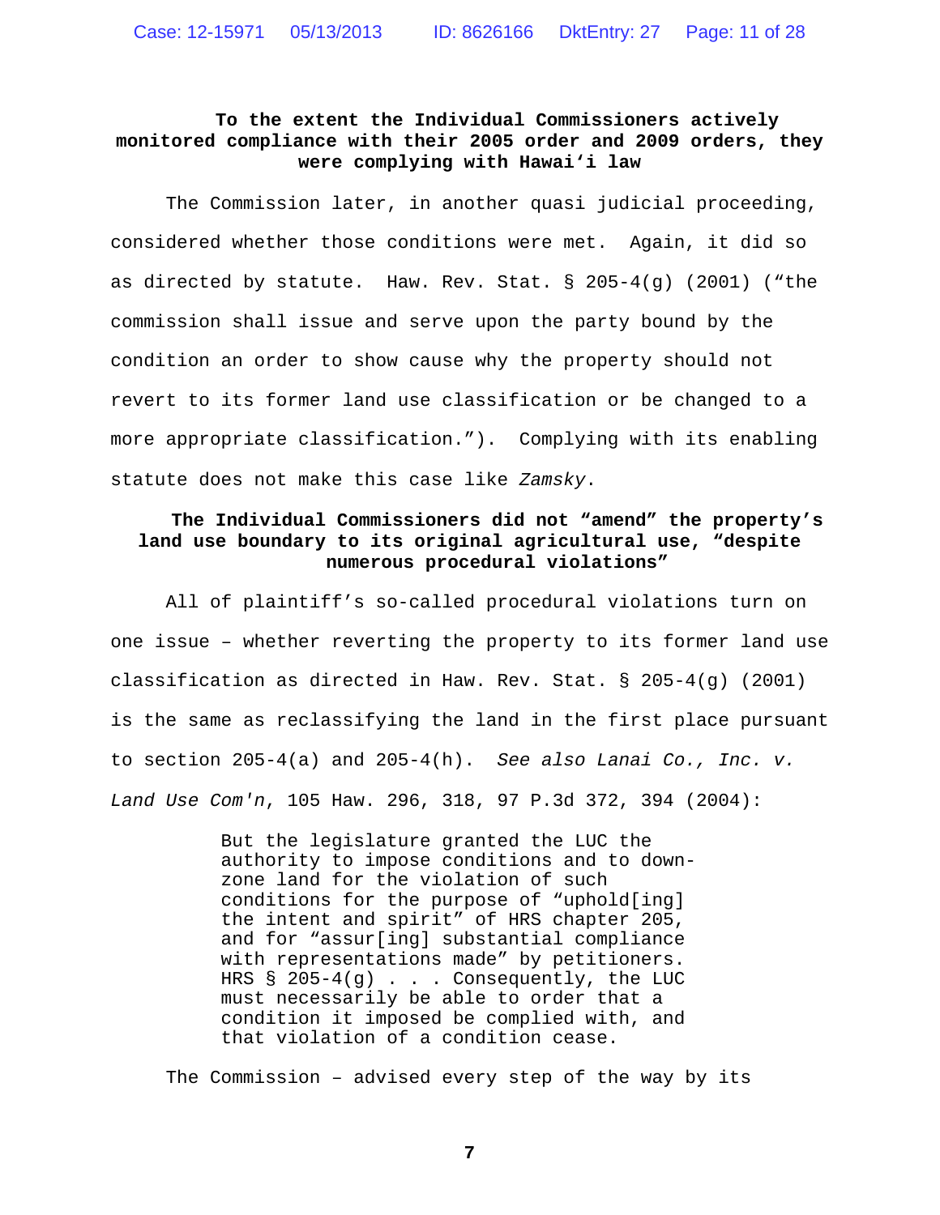**To the extent the Individual Commissioners actively monitored compliance with their 2005 order and 2009 orders, they were complying with Hawai'i law**

The Commission later, in another quasi judicial proceeding, considered whether those conditions were met. Again, it did so as directed by statute. Haw. Rev. Stat. § 205-4(g) (2001) ("the commission shall issue and serve upon the party bound by the condition an order to show cause why the property should not revert to its former land use classification or be changed to a more appropriate classification."). Complying with its enabling statute does not make this case like *Zamsky*.

**The Individual Commissioners did not "amend" the property's land use boundary to its original agricultural use, "despite numerous procedural violations"**

All of plaintiff's so-called procedural violations turn on one issue – whether reverting the property to its former land use classification as directed in Haw. Rev. Stat. § 205-4(g) (2001) is the same as reclassifying the land in the first place pursuant to section 205-4(a) and 205-4(h). *See also Lanai Co., Inc. v. Land Use Com'n*, 105 Haw. 296, 318, 97 P.3d 372, 394 (2004):

> But the legislature granted the LUC the authority to impose conditions and to down-zone land for the violation of such conditions for the purpose of "uphold[ing] the intent and spirit" of HRS chapter 205, and for "assur[ing] substantial compliance with representations made" by petitioners. HRS § 205-4(g) . . . Consequently, the LUC must necessarily be able to order that a condition it imposed be complied with, and that violation of a condition cease.

The Commission – advised every step of the way by its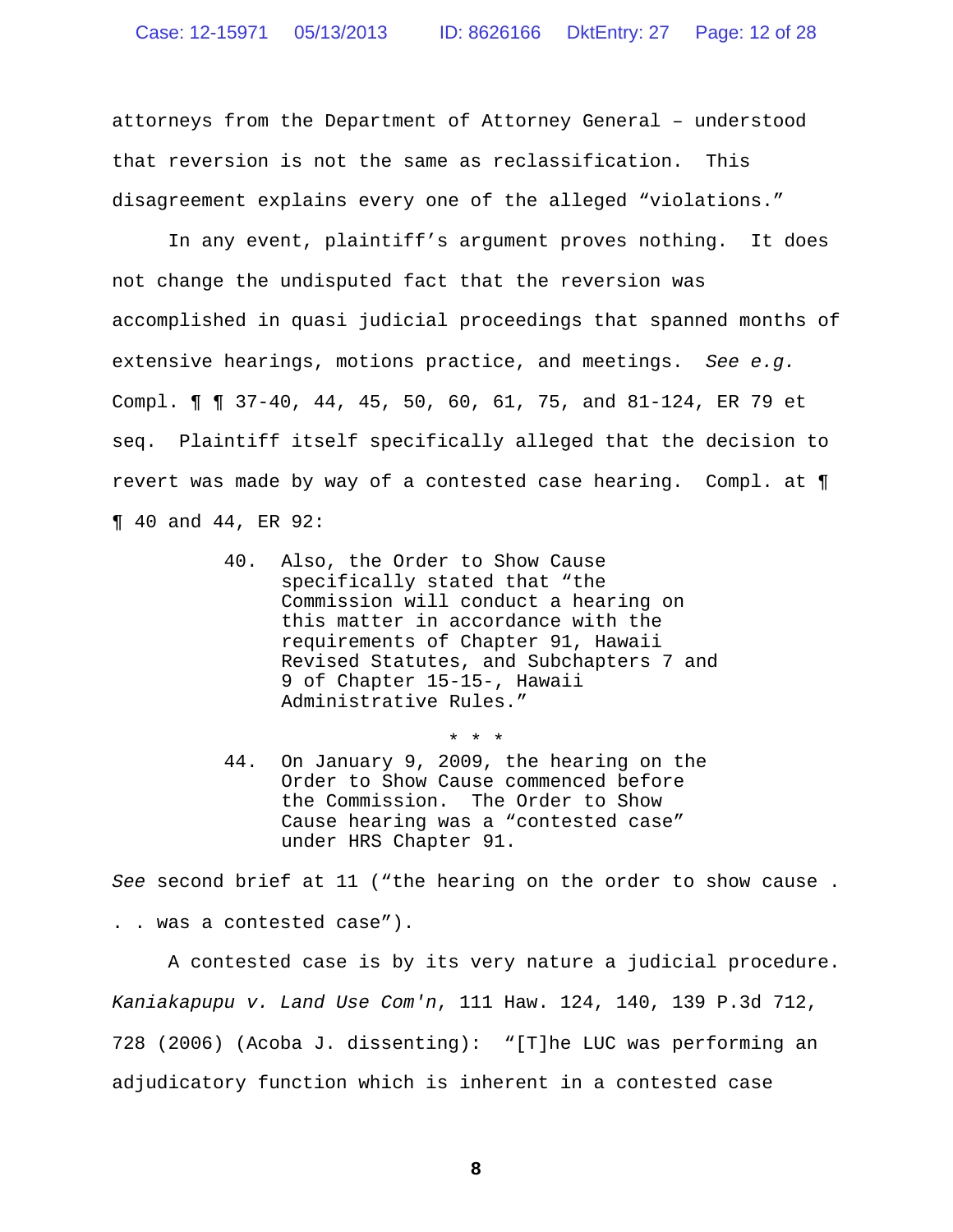attorneys from the Department of Attorney General – understood that reversion is not the same as reclassification. This disagreement explains every one of the alleged "violations."

In any event, plaintiff's argument proves nothing. It does not change the undisputed fact that the reversion was accomplished in quasi judicial proceedings that spanned months of extensive hearings, motions practice, and meetings. *See e.g.* Compl. ¶ ¶ 37-40, 44, 45, 50, 60, 61, 75, and 81-124, ER 79 et seq. Plaintiff itself specifically alleged that the decision to revert was made by way of a contested case hearing. Compl. at ¶ ¶ 40 and 44, ER 92:

> 40. Also, the Order to Show Cause specifically stated that "the Commission will conduct a hearing on this matter in accordance with the requirements of Chapter 91, Hawaii Revised Statutes, and Subchapters 7 and 9 of Chapter 15-15-, Hawaii Administrative Rules."
>
> \* \* \*
>
> 44. On January 9, 2009, the hearing on the Order to Show Cause commenced before the Commission. The Order to Show Cause hearing was a "contested case" under HRS Chapter 91.

*See* second brief at 11 ("the hearing on the order to show cause . . . was a contested case").

A contested case is by its very nature a judicial procedure. *Kaniakapupu v. Land Use Com'n*, 111 Haw. 124, 140, 139 P.3d 712, 728 (2006) (Acoba J. dissenting): "[T]he LUC was performing an adjudicatory function which is inherent in a contested case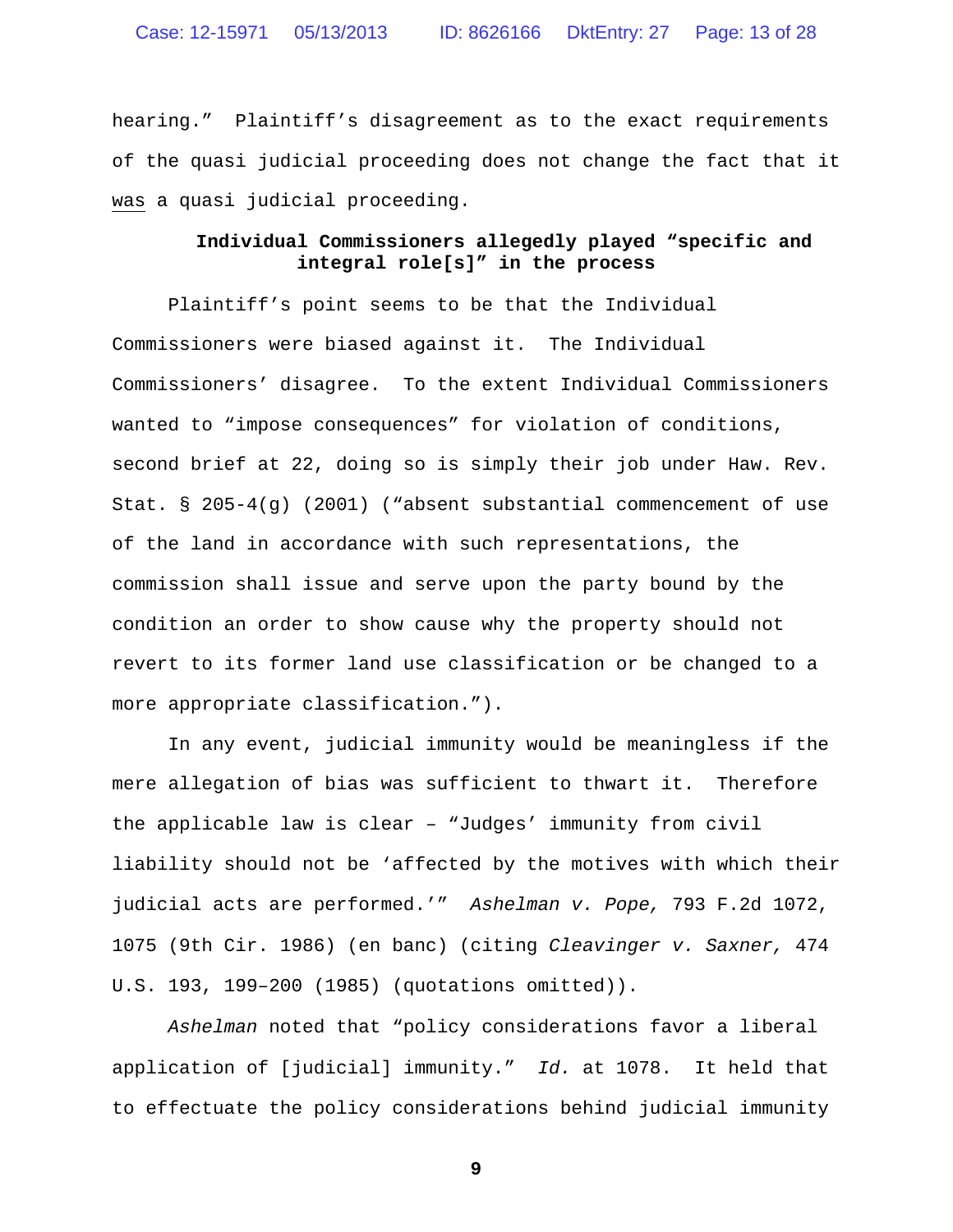hearing." Plaintiff's disagreement as to the exact requirements of the quasi judicial proceeding does not change the fact that it was a quasi judicial proceeding.

**Individual Commissioners allegedly played "specific and integral role[s]" in the process**

Plaintiff's point seems to be that the Individual Commissioners were biased against it. The Individual Commissioners' disagree. To the extent Individual Commissioners wanted to "impose consequences" for violation of conditions, second brief at 22, doing so is simply their job under Haw. Rev. Stat. § 205-4(g) (2001) ("absent substantial commencement of use of the land in accordance with such representations, the commission shall issue and serve upon the party bound by the condition an order to show cause why the property should not revert to its former land use classification or be changed to a more appropriate classification.").

In any event, judicial immunity would be meaningless if the mere allegation of bias was sufficient to thwart it. Therefore the applicable law is clear – "Judges' immunity from civil liability should not be 'affected by the motives with which their judicial acts are performed.'" *Ashelman v. Pope,* 793 F.2d 1072, 1075 (9th Cir. 1986) (en banc) (citing *Cleavinger v. Saxner,* 474 U.S. 193, 199–200 (1985) (quotations omitted)).

*Ashelman* noted that "policy considerations favor a liberal application of [judicial] immunity." *Id.* at 1078. It held that to effectuate the policy considerations behind judicial immunity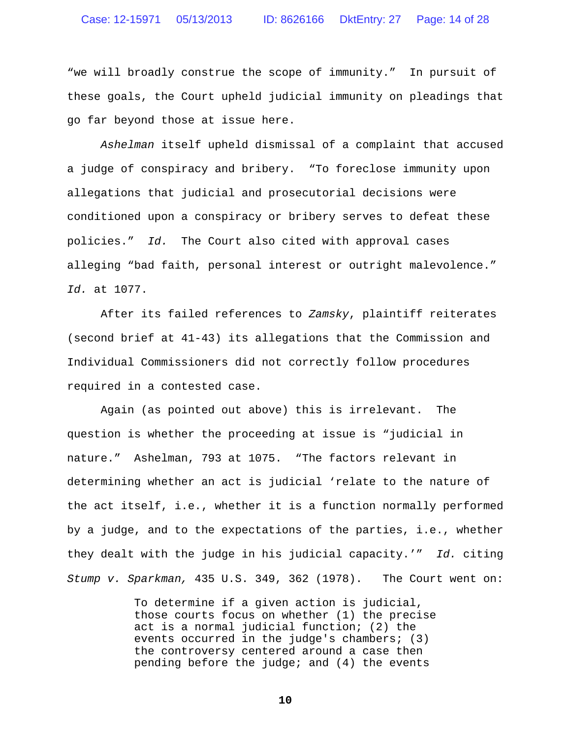"we will broadly construe the scope of immunity." In pursuit of these goals, the Court upheld judicial immunity on pleadings that go far beyond those at issue here.

*Ashelman* itself upheld dismissal of a complaint that accused a judge of conspiracy and bribery. "To foreclose immunity upon allegations that judicial and prosecutorial decisions were conditioned upon a conspiracy or bribery serves to defeat these policies." *Id.* The Court also cited with approval cases alleging "bad faith, personal interest or outright malevolence." *Id.* at 1077.

After its failed references to *Zamsky*, plaintiff reiterates (second brief at 41-43) its allegations that the Commission and Individual Commissioners did not correctly follow procedures required in a contested case.

Again (as pointed out above) this is irrelevant. The question is whether the proceeding at issue is "judicial in nature." Ashelman, 793 at 1075. "The factors relevant in determining whether an act is judicial 'relate to the nature of the act itself, i.e., whether it is a function normally performed by a judge, and to the expectations of the parties, i.e., whether they dealt with the judge in his judicial capacity.'" *Id.* citing *Stump v. Sparkman,* 435 U.S. 349, 362 (1978). The Court went on:

> To determine if a given action is judicial, those courts focus on whether (1) the precise act is a normal judicial function; (2) the events occurred in the judge's chambers; (3) the controversy centered around a case then pending before the judge; and (4) the events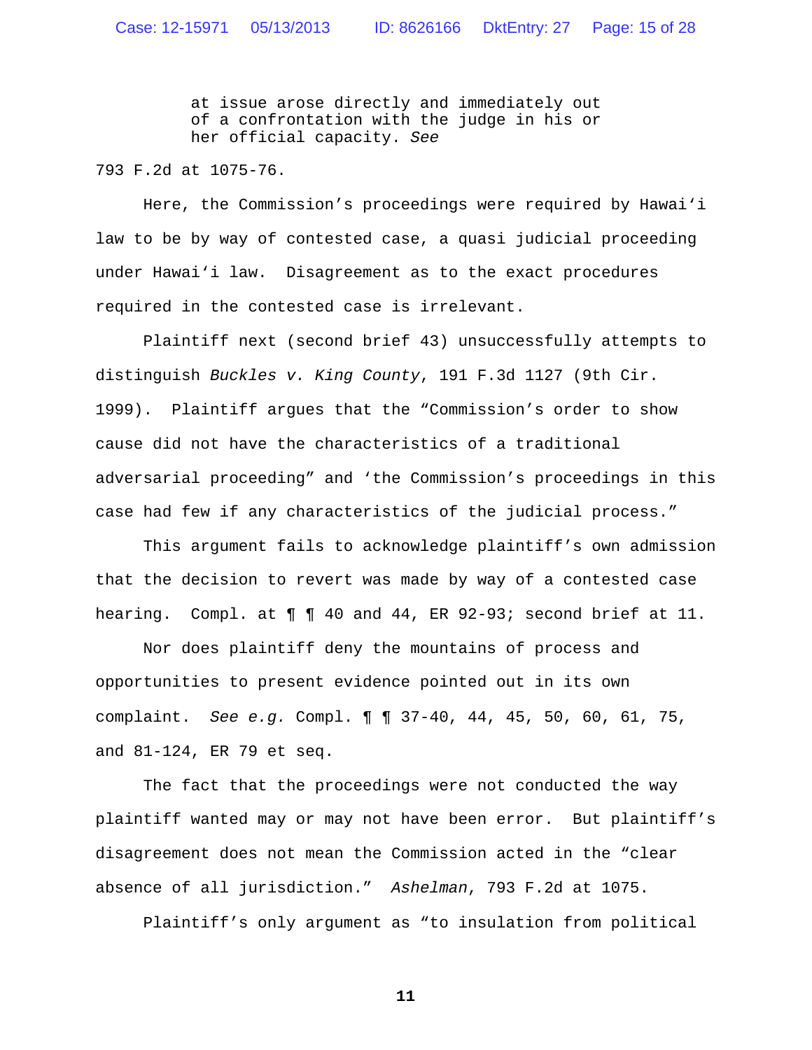> at issue arose directly and immediately out of a confrontation with the judge in his or her official capacity. *See*

793 F.2d at 1075-76.

Here, the Commission's proceedings were required by Hawaiʻi law to be by way of contested case, a quasi judicial proceeding under Hawaiʻi law. Disagreement as to the exact procedures required in the contested case is irrelevant.

Plaintiff next (second brief 43) unsuccessfully attempts to distinguish *Buckles v. King County*, 191 F.3d 1127 (9th Cir. 1999). Plaintiff argues that the "Commission's order to show cause did not have the characteristics of a traditional adversarial proceeding" and 'the Commission's proceedings in this case had few if any characteristics of the judicial process."

This argument fails to acknowledge plaintiff's own admission that the decision to revert was made by way of a contested case hearing. Compl. at ¶ ¶ 40 and 44, ER 92-93; second brief at 11.

Nor does plaintiff deny the mountains of process and opportunities to present evidence pointed out in its own complaint. *See e.g.* Compl. ¶ ¶ 37-40, 44, 45, 50, 60, 61, 75, and 81-124, ER 79 et seq.

The fact that the proceedings were not conducted the way plaintiff wanted may or may not have been error. But plaintiff's disagreement does not mean the Commission acted in the "clear absence of all jurisdiction." *Ashelman*, 793 F.2d at 1075.

Plaintiff's only argument as "to insulation from political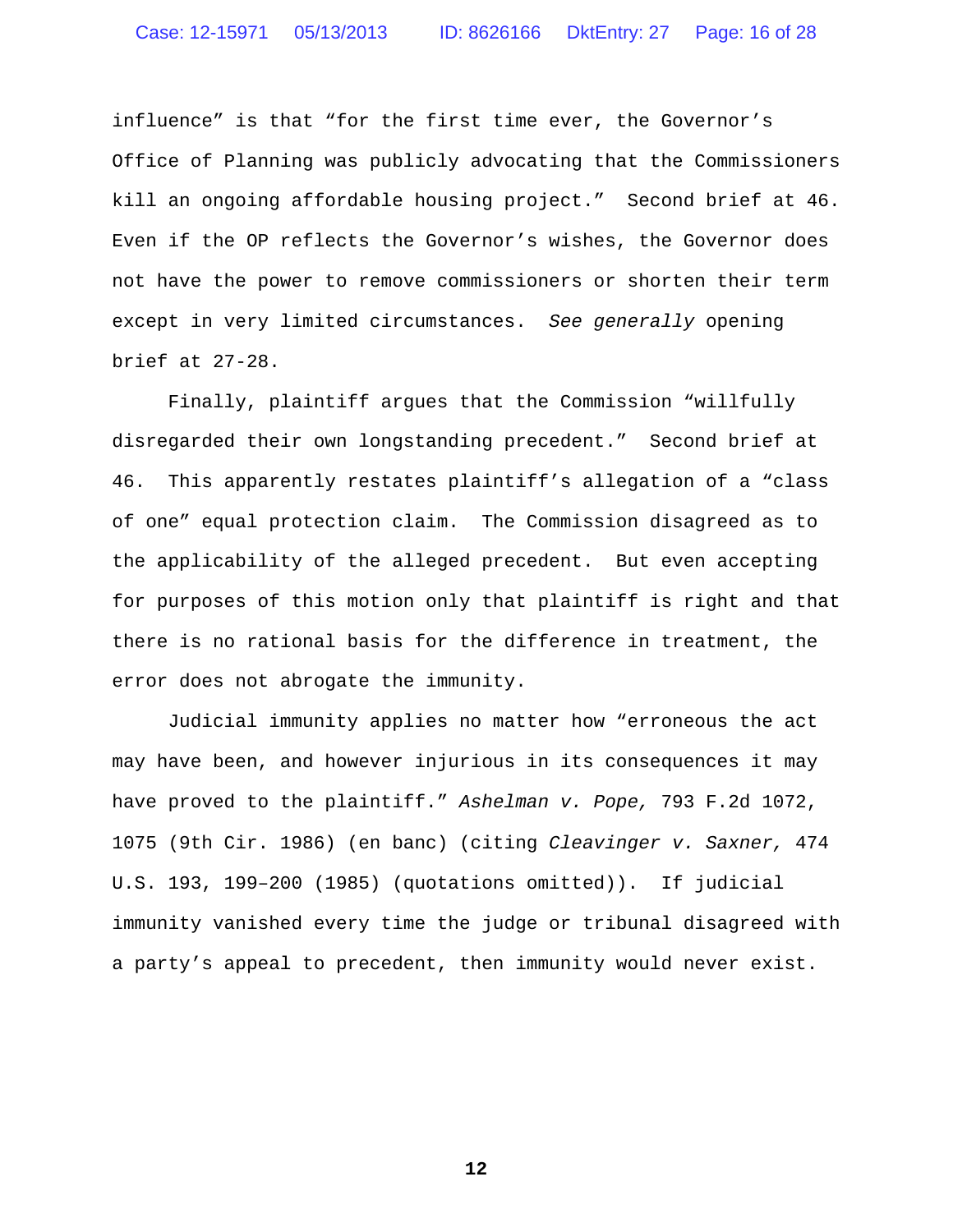influence" is that "for the first time ever, the Governor's Office of Planning was publicly advocating that the Commissioners kill an ongoing affordable housing project." Second brief at 46. Even if the OP reflects the Governor's wishes, the Governor does not have the power to remove commissioners or shorten their term except in very limited circumstances. *See generally* opening brief at 27-28.

Finally, plaintiff argues that the Commission "willfully disregarded their own longstanding precedent." Second brief at 46. This apparently restates plaintiff's allegation of a "class of one" equal protection claim. The Commission disagreed as to the applicability of the alleged precedent. But even accepting for purposes of this motion only that plaintiff is right and that there is no rational basis for the difference in treatment, the error does not abrogate the immunity.

Judicial immunity applies no matter how "erroneous the act may have been, and however injurious in its consequences it may have proved to the plaintiff." *Ashelman v. Pope,* 793 F.2d 1072, 1075 (9th Cir. 1986) (en banc) (citing *Cleavinger v. Saxner,* 474 U.S. 193, 199–200 (1985) (quotations omitted)). If judicial immunity vanished every time the judge or tribunal disagreed with a party's appeal to precedent, then immunity would never exist.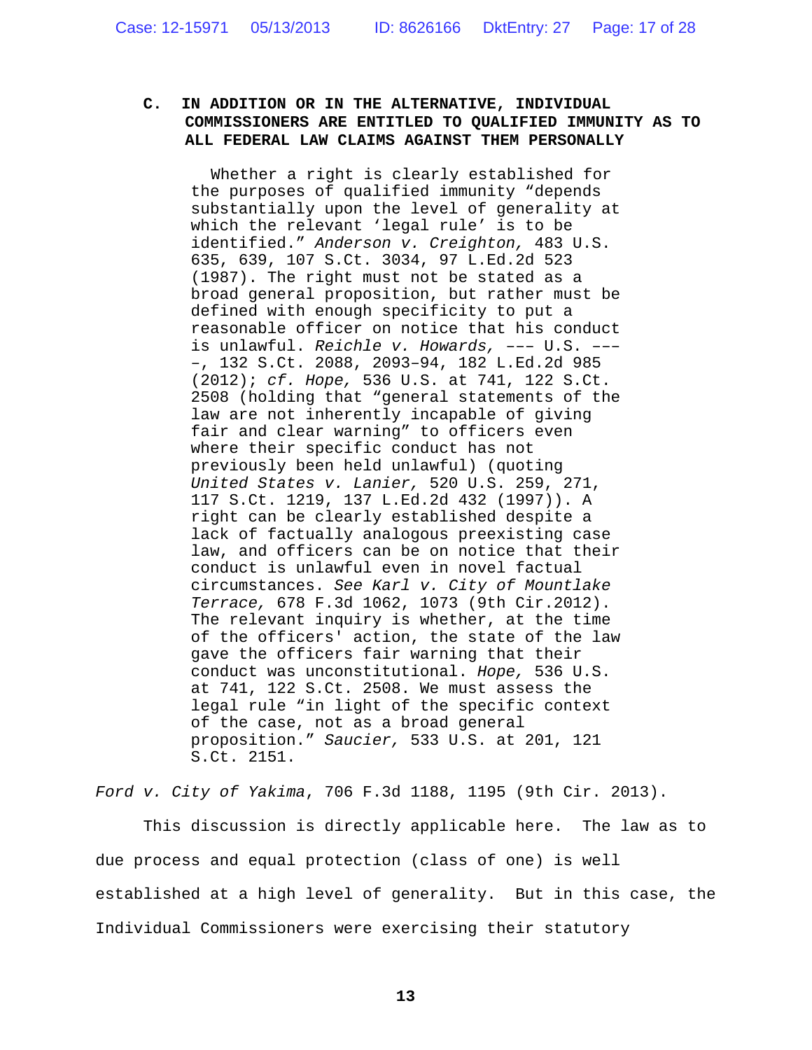### C. IN ADDITION OR IN THE ALTERNATIVE, INDIVIDUAL COMMISSIONERS ARE ENTITLED TO QUALIFIED IMMUNITY AS TO ALL FEDERAL LAW CLAIMS AGAINST THEM PERSONALLY

> Whether a right is clearly established for the purposes of qualified immunity "depends substantially upon the level of generality at which the relevant 'legal rule' is to be identified." *Anderson v. Creighton,* 483 U.S. 635, 639, 107 S.Ct. 3034, 97 L.Ed.2d 523 (1987). The right must not be stated as a broad general proposition, but rather must be defined with enough specificity to put a reasonable officer on notice that his conduct is unlawful. *Reichle v. Howards,* ––– U.S. –––, 132 S.Ct. 2088, 2093–94, 182 L.Ed.2d 985 (2012); *cf. Hope,* 536 U.S. at 741, 122 S.Ct. 2508 (holding that "general statements of the law are not inherently incapable of giving fair and clear warning" to officers even where their specific conduct has not previously been held unlawful) (quoting *United States v. Lanier,* 520 U.S. 259, 271, 117 S.Ct. 1219, 137 L.Ed.2d 432 (1997)). A right can be clearly established despite a lack of factually analogous preexisting case law, and officers can be on notice that their conduct is unlawful even in novel factual circumstances. *See Karl v. City of Mountlake Terrace,* 678 F.3d 1062, 1073 (9th Cir.2012). The relevant inquiry is whether, at the time of the officers' action, the state of the law gave the officers fair warning that their conduct was unconstitutional. *Hope,* 536 U.S. at 741, 122 S.Ct. 2508. We must assess the legal rule "in light of the specific context of the case, not as a broad general proposition." *Saucier,* 533 U.S. at 201, 121 S.Ct. 2151.

*Ford v. City of Yakima*, 706 F.3d 1188, 1195 (9th Cir. 2013).

This discussion is directly applicable here. The law as to due process and equal protection (class of one) is well established at a high level of generality. But in this case, the Individual Commissioners were exercising their statutory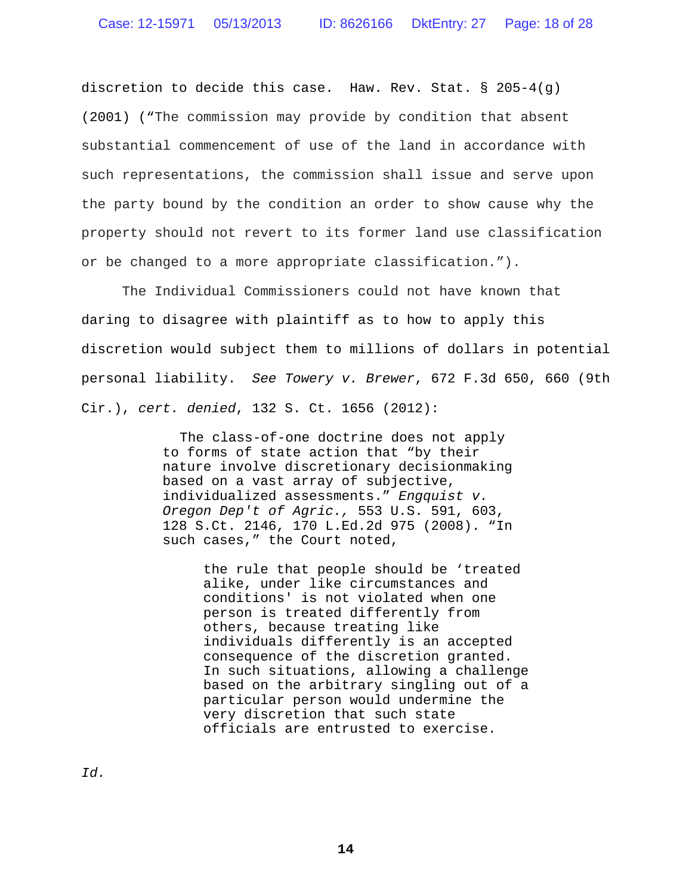discretion to decide this case. Haw. Rev. Stat. § 205-4(g) (2001) ("The commission may provide by condition that absent substantial commencement of use of the land in accordance with such representations, the commission shall issue and serve upon the party bound by the condition an order to show cause why the property should not revert to its former land use classification or be changed to a more appropriate classification.").

The Individual Commissioners could not have known that daring to disagree with plaintiff as to how to apply this discretion would subject them to millions of dollars in potential personal liability. *See Towery v. Brewer*, 672 F.3d 650, 660 (9th Cir.), *cert. denied*, 132 S. Ct. 1656 (2012):

> The class-of-one doctrine does not apply to forms of state action that "by their nature involve discretionary decisionmaking based on a vast array of subjective, individualized assessments." *Engquist v. Oregon Dep't of Agric.,* 553 U.S. 591, 603, 128 S.Ct. 2146, 170 L.Ed.2d 975 (2008). "In such cases," the Court noted,
>
> > the rule that people should be 'treated alike, under like circumstances and conditions' is not violated when one person is treated differently from others, because treating like individuals differently is an accepted consequence of the discretion granted. In such situations, allowing a challenge based on the arbitrary singling out of a particular person would undermine the very discretion that such state officials are entrusted to exercise.

*Id.*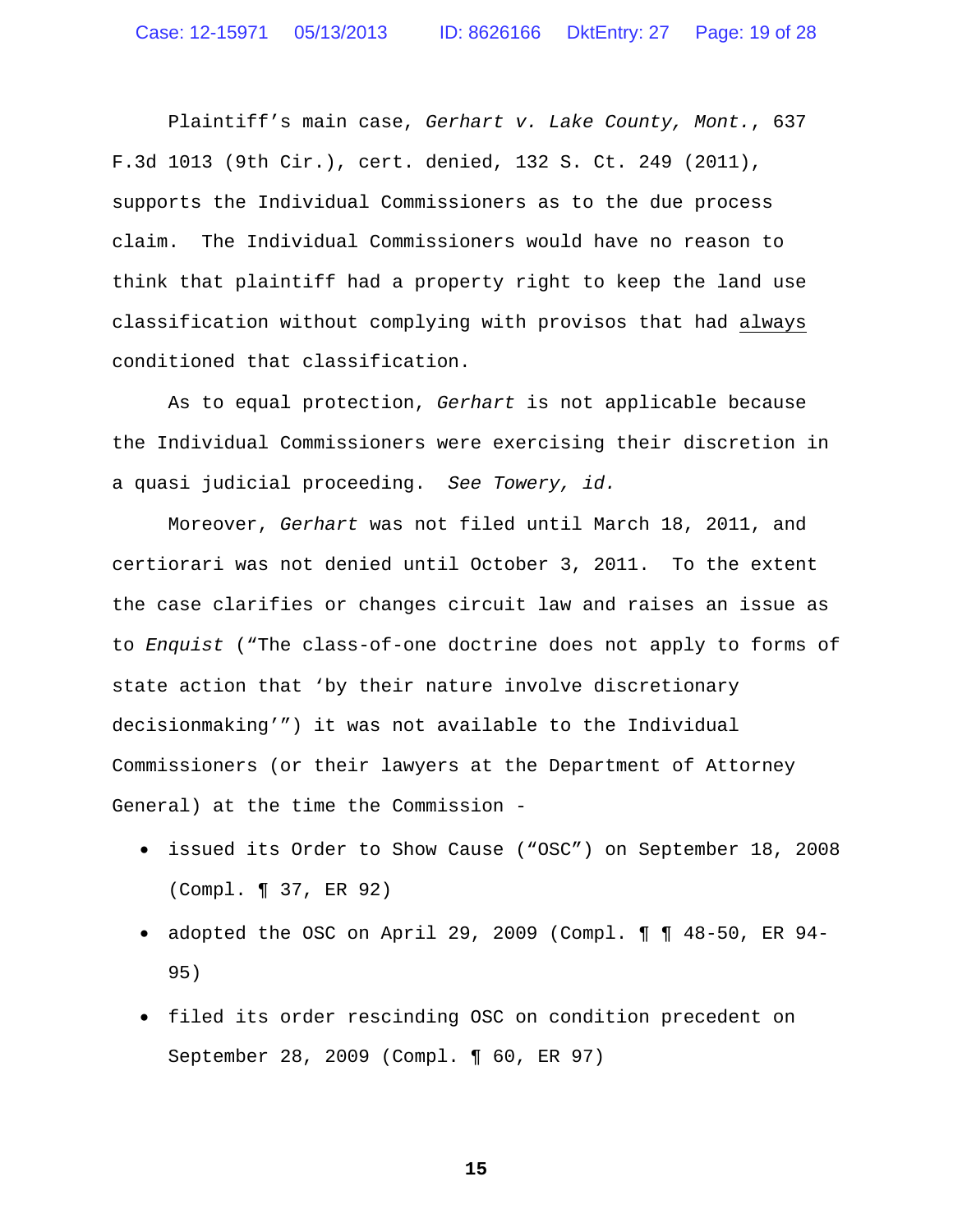Plaintiff's main case, *Gerhart v. Lake County, Mont.*, 637 F.3d 1013 (9th Cir.), cert. denied, 132 S. Ct. 249 (2011), supports the Individual Commissioners as to the due process claim. The Individual Commissioners would have no reason to think that plaintiff had a property right to keep the land use classification without complying with provisos that had <u>always</u> conditioned that classification.

As to equal protection, *Gerhart* is not applicable because the Individual Commissioners were exercising their discretion in a quasi judicial proceeding. *See Towery, id.*

Moreover, *Gerhart* was not filed until March 18, 2011, and certiorari was not denied until October 3, 2011. To the extent the case clarifies or changes circuit law and raises an issue as to *Enquist* ("The class-of-one doctrine does not apply to forms of state action that 'by their nature involve discretionary decisionmaking'") it was not available to the Individual Commissioners (or their lawyers at the Department of Attorney General) at the time the Commission -

- issued its Order to Show Cause ("OSC") on September 18, 2008 (Compl. ¶ 37, ER 92)
- adopted the OSC on April 29, 2009 (Compl. ¶ ¶ 48-50, ER 94-95)
- filed its order rescinding OSC on condition precedent on September 28, 2009 (Compl. ¶ 60, ER 97)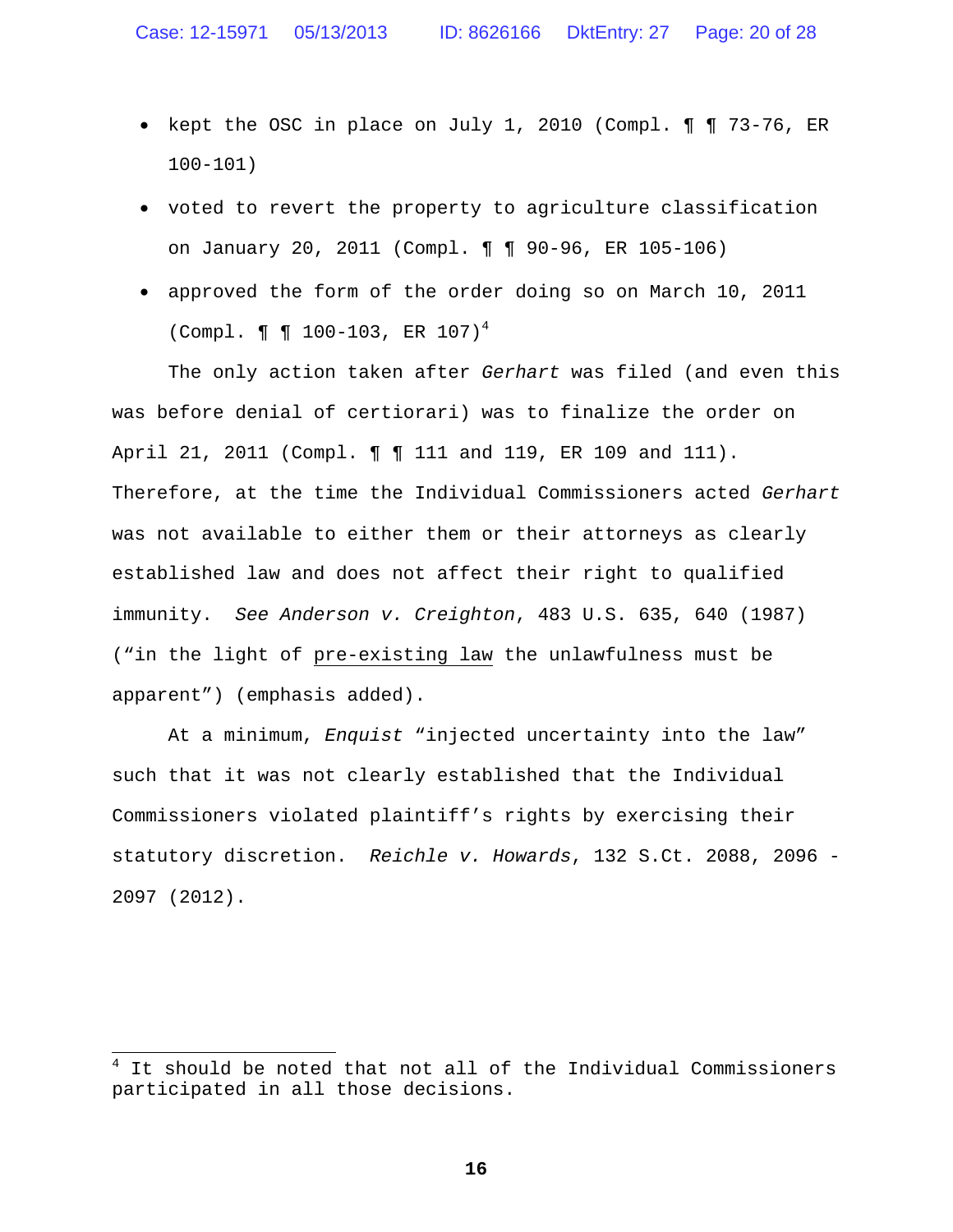- kept the OSC in place on July 1, 2010 (Compl. ¶ ¶ 73-76, ER 100-101)
- voted to revert the property to agriculture classification on January 20, 2011 (Compl. ¶ ¶ 90-96, ER 105-106)
- approved the form of the order doing so on March 10, 2011 (Compl. ¶ ¶ 100-103, ER 107)[4]

The only action taken after *Gerhart* was filed (and even this was before denial of certiorari) was to finalize the order on April 21, 2011 (Compl. ¶ ¶ 111 and 119, ER 109 and 111). Therefore, at the time the Individual Commissioners acted *Gerhart* was not available to either them or their attorneys as clearly established law and does not affect their right to qualified immunity. *See Anderson v. Creighton*, 483 U.S. 635, 640 (1987) ("in the light of pre-existing law the unlawfulness must be apparent") (emphasis added).

At a minimum, *Enquist* "injected uncertainty into the law" such that it was not clearly established that the Individual Commissioners violated plaintiff's rights by exercising their statutory discretion. *Reichle v. Howards*, 132 S.Ct. 2088, 2096 - 2097 (2012).

---

[4] It should be noted that not all of the Individual Commissioners participated in all those decisions.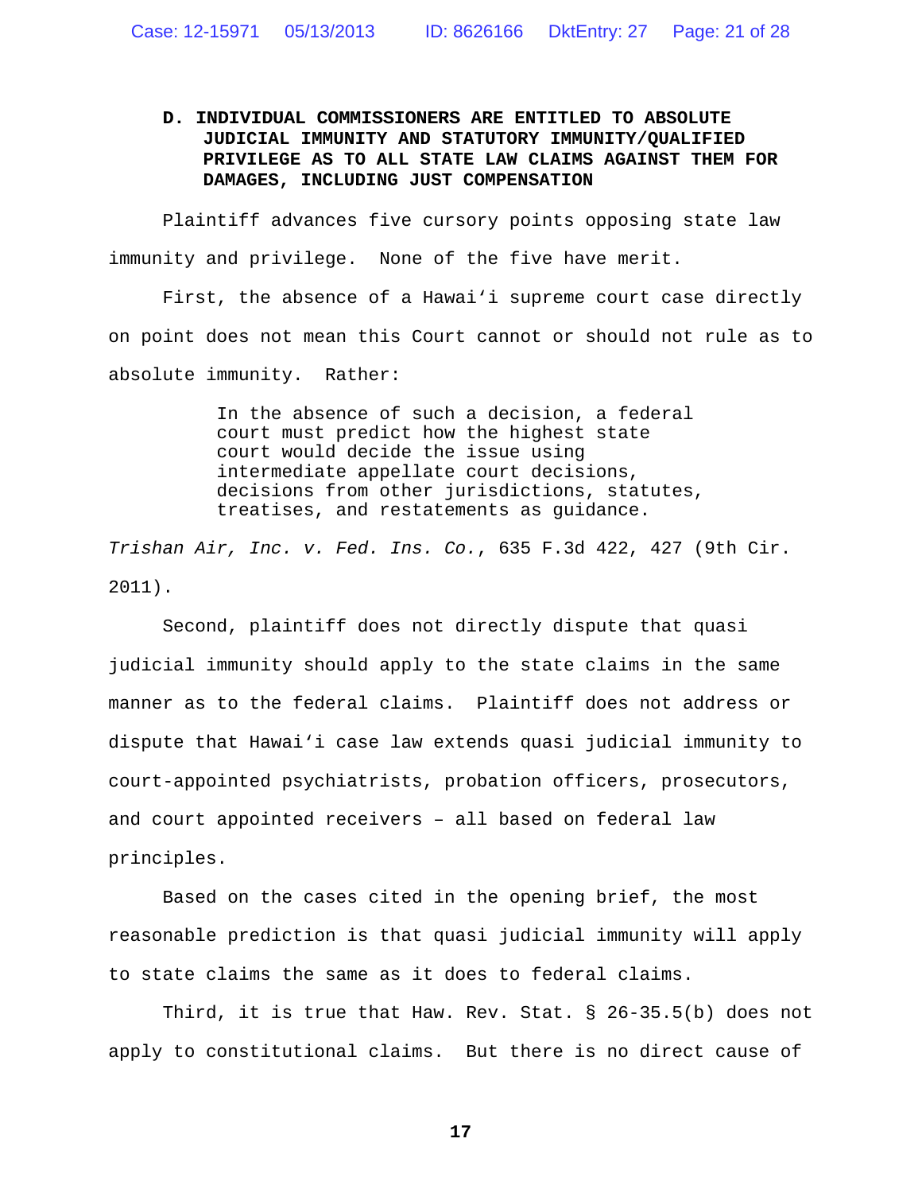### D. INDIVIDUAL COMMISSIONERS ARE ENTITLED TO ABSOLUTE JUDICIAL IMMUNITY AND STATUTORY IMMUNITY/QUALIFIED PRIVILEGE AS TO ALL STATE LAW CLAIMS AGAINST THEM FOR DAMAGES, INCLUDING JUST COMPENSATION

Plaintiff advances five cursory points opposing state law immunity and privilege. None of the five have merit.

First, the absence of a Hawaiʻi supreme court case directly on point does not mean this Court cannot or should not rule as to absolute immunity. Rather:

> In the absence of such a decision, a federal court must predict how the highest state court would decide the issue using intermediate appellate court decisions, decisions from other jurisdictions, statutes, treatises, and restatements as guidance.

*Trishan Air, Inc. v. Fed. Ins. Co.*, 635 F.3d 422, 427 (9th Cir. 2011).

Second, plaintiff does not directly dispute that quasi judicial immunity should apply to the state claims in the same manner as to the federal claims. Plaintiff does not address or dispute that Hawaiʻi case law extends quasi judicial immunity to court-appointed psychiatrists, probation officers, prosecutors, and court appointed receivers – all based on federal law principles.

Based on the cases cited in the opening brief, the most reasonable prediction is that quasi judicial immunity will apply to state claims the same as it does to federal claims.

Third, it is true that Haw. Rev. Stat. § 26-35.5(b) does not apply to constitutional claims. But there is no direct cause of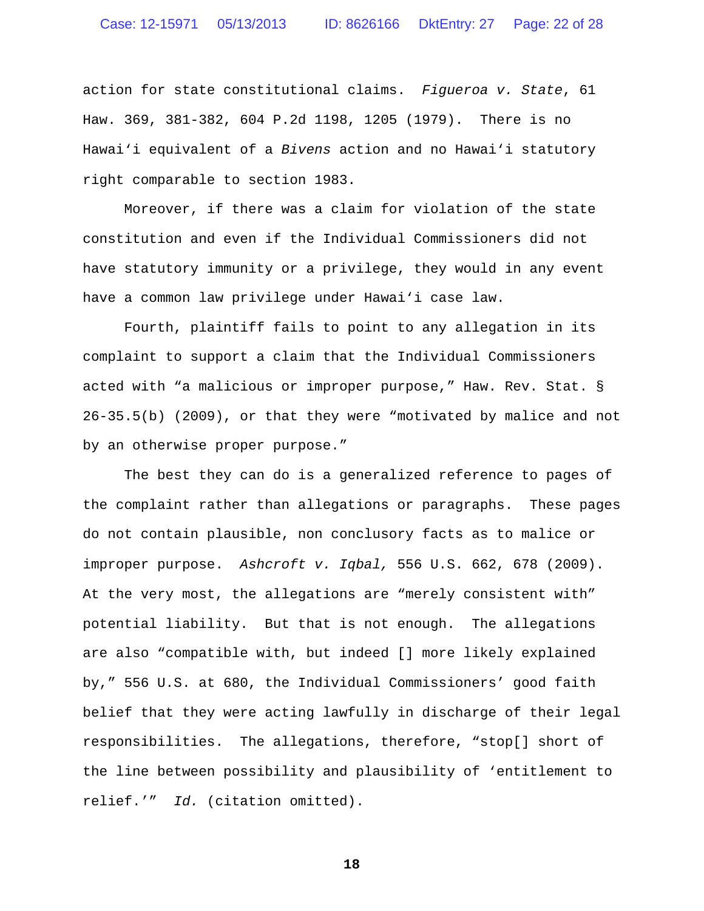action for state constitutional claims. *Figueroa v. State*, 61 Haw. 369, 381-382, 604 P.2d 1198, 1205 (1979). There is no Hawaiʻi equivalent of a *Bivens* action and no Hawaiʻi statutory right comparable to section 1983.

Moreover, if there was a claim for violation of the state constitution and even if the Individual Commissioners did not have statutory immunity or a privilege, they would in any event have a common law privilege under Hawaiʻi case law.

Fourth, plaintiff fails to point to any allegation in its complaint to support a claim that the Individual Commissioners acted with "a malicious or improper purpose," Haw. Rev. Stat. § 26-35.5(b) (2009), or that they were "motivated by malice and not by an otherwise proper purpose."

The best they can do is a generalized reference to pages of the complaint rather than allegations or paragraphs. These pages do not contain plausible, non conclusory facts as to malice or improper purpose. *Ashcroft v. Iqbal,* 556 U.S. 662, 678 (2009). At the very most, the allegations are "merely consistent with" potential liability. But that is not enough. The allegations are also "compatible with, but indeed [] more likely explained by," 556 U.S. at 680, the Individual Commissioners' good faith belief that they were acting lawfully in discharge of their legal responsibilities. The allegations, therefore, "stop[] short of the line between possibility and plausibility of 'entitlement to relief.'" *Id.* (citation omitted).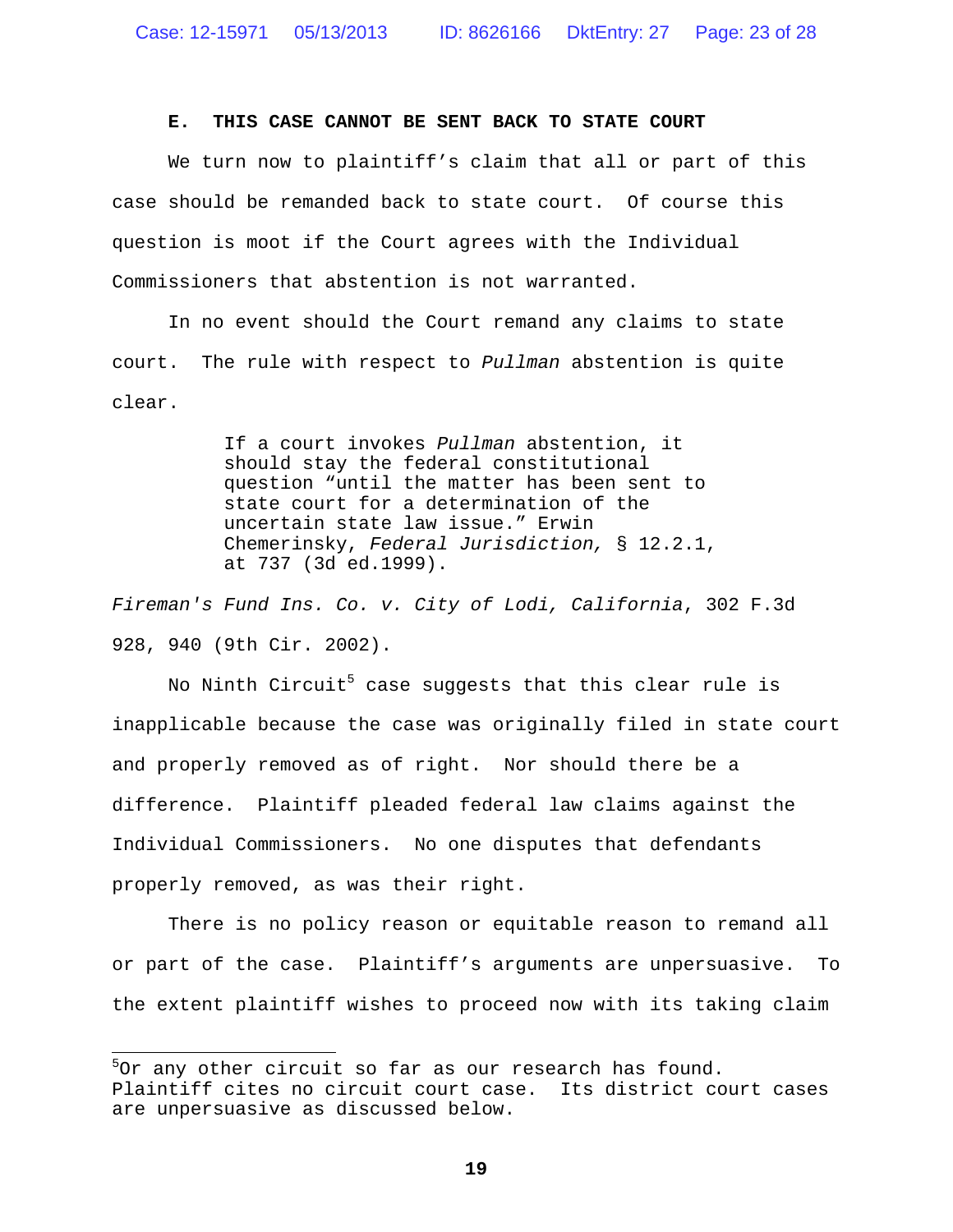### E. THIS CASE CANNOT BE SENT BACK TO STATE COURT

We turn now to plaintiff's claim that all or part of this case should be remanded back to state court. Of course this question is moot if the Court agrees with the Individual Commissioners that abstention is not warranted.

In no event should the Court remand any claims to state court. The rule with respect to *Pullman* abstention is quite clear.

> If a court invokes *Pullman* abstention, it should stay the federal constitutional question "until the matter has been sent to state court for a determination of the uncertain state law issue." Erwin Chemerinsky, *Federal Jurisdiction,* § 12.2.1, at 737 (3d ed.1999).

*Fireman's Fund Ins. Co. v. City of Lodi, California*, 302 F.3d 928, 940 (9th Cir. 2002).

No Ninth Circuit[5] case suggests that this clear rule is inapplicable because the case was originally filed in state court and properly removed as of right. Nor should there be a difference. Plaintiff pleaded federal law claims against the Individual Commissioners. No one disputes that defendants properly removed, as was their right.

There is no policy reason or equitable reason to remand all or part of the case. Plaintiff's arguments are unpersuasive. To the extent plaintiff wishes to proceed now with its taking claim

[5]Or any other circuit so far as our research has found. Plaintiff cites no circuit court case. Its district court cases are unpersuasive as discussed below.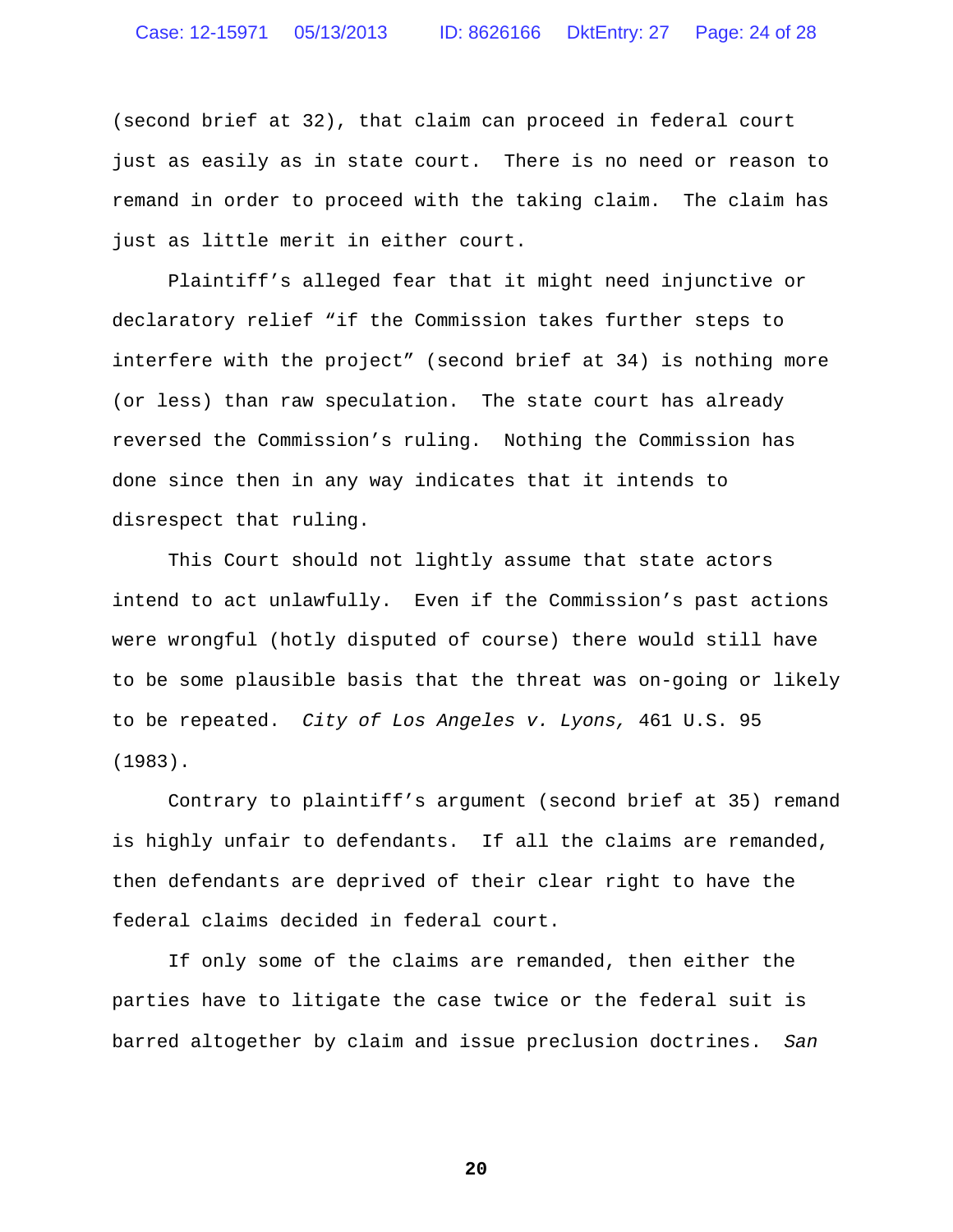(second brief at 32), that claim can proceed in federal court just as easily as in state court. There is no need or reason to remand in order to proceed with the taking claim. The claim has just as little merit in either court.

Plaintiff's alleged fear that it might need injunctive or declaratory relief "if the Commission takes further steps to interfere with the project" (second brief at 34) is nothing more (or less) than raw speculation. The state court has already reversed the Commission's ruling. Nothing the Commission has done since then in any way indicates that it intends to disrespect that ruling.

This Court should not lightly assume that state actors intend to act unlawfully. Even if the Commission's past actions were wrongful (hotly disputed of course) there would still have to be some plausible basis that the threat was on-going or likely to be repeated. *City of Los Angeles v. Lyons,* 461 U.S. 95 (1983).

Contrary to plaintiff's argument (second brief at 35) remand is highly unfair to defendants. If all the claims are remanded, then defendants are deprived of their clear right to have the federal claims decided in federal court.

If only some of the claims are remanded, then either the parties have to litigate the case twice or the federal suit is barred altogether by claim and issue preclusion doctrines. *San*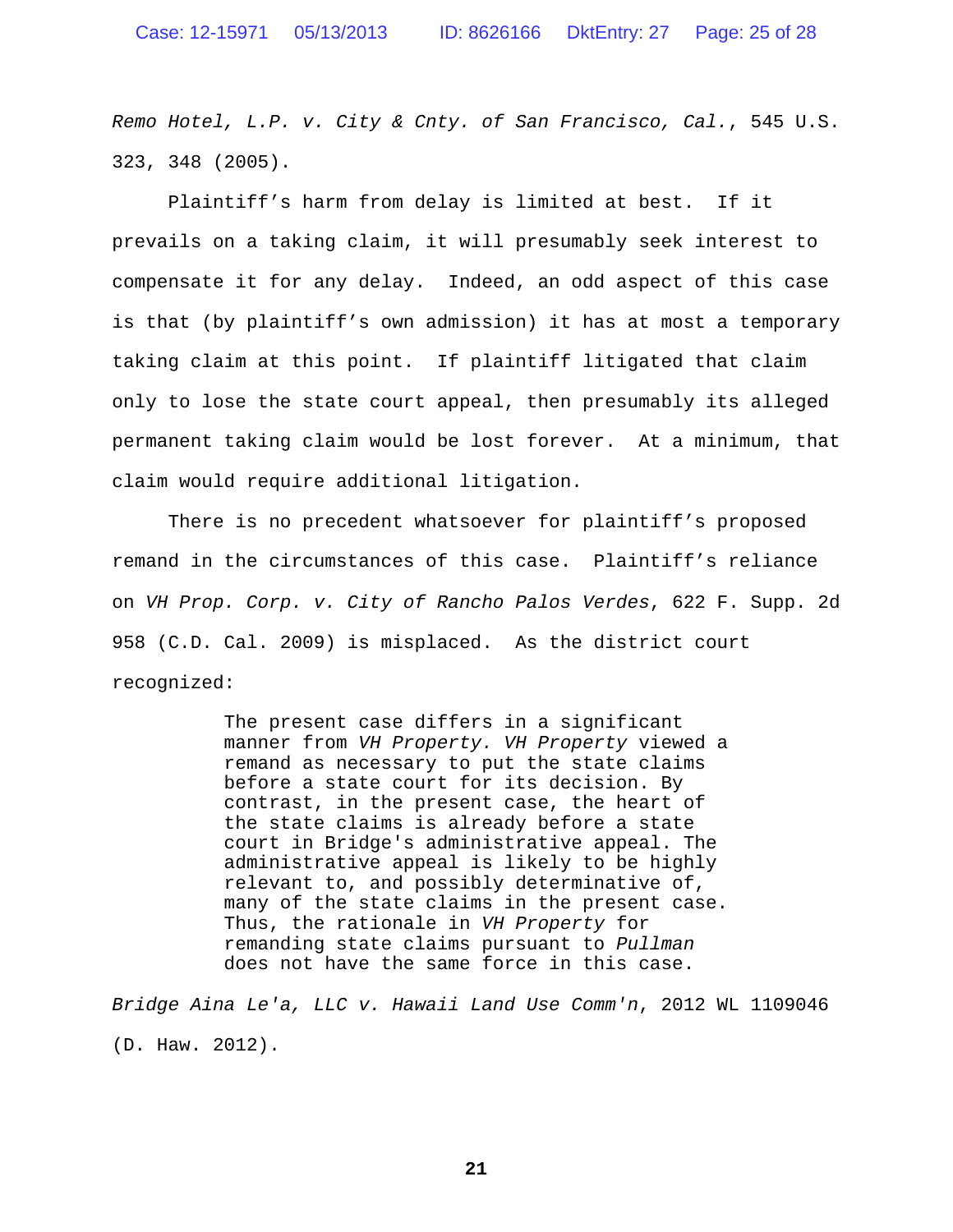*Remo Hotel, L.P. v. City & Cnty. of San Francisco, Cal.*, 545 U.S. 323, 348 (2005).

Plaintiff's harm from delay is limited at best. If it prevails on a taking claim, it will presumably seek interest to compensate it for any delay. Indeed, an odd aspect of this case is that (by plaintiff's own admission) it has at most a temporary taking claim at this point. If plaintiff litigated that claim only to lose the state court appeal, then presumably its alleged permanent taking claim would be lost forever. At a minimum, that claim would require additional litigation.

There is no precedent whatsoever for plaintiff's proposed remand in the circumstances of this case. Plaintiff's reliance on *VH Prop. Corp. v. City of Rancho Palos Verdes*, 622 F. Supp. 2d 958 (C.D. Cal. 2009) is misplaced. As the district court recognized:

> The present case differs in a significant manner from *VH Property. VH Property* viewed a remand as necessary to put the state claims before a state court for its decision. By contrast, in the present case, the heart of the state claims is already before a state court in Bridge's administrative appeal. The administrative appeal is likely to be highly relevant to, and possibly determinative of, many of the state claims in the present case. Thus, the rationale in *VH Property* for remanding state claims pursuant to *Pullman* does not have the same force in this case.

*Bridge Aina Le'a, LLC v. Hawaii Land Use Comm'n*, 2012 WL 1109046 (D. Haw. 2012).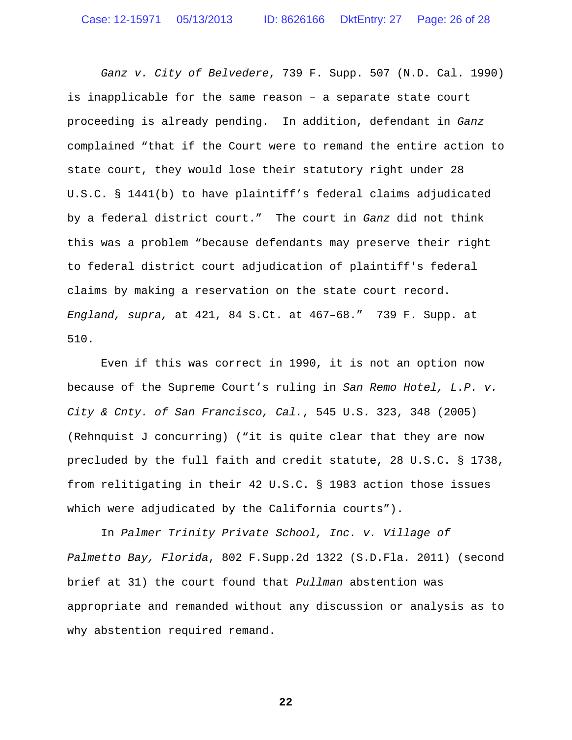*Ganz v. City of Belvedere*, 739 F. Supp. 507 (N.D. Cal. 1990) is inapplicable for the same reason – a separate state court proceeding is already pending. In addition, defendant in *Ganz* complained "that if the Court were to remand the entire action to state court, they would lose their statutory right under 28 U.S.C. § 1441(b) to have plaintiff's federal claims adjudicated by a federal district court." The court in *Ganz* did not think this was a problem "because defendants may preserve their right to federal district court adjudication of plaintiff's federal claims by making a reservation on the state court record. *England, supra,* at 421, 84 S.Ct. at 467–68." 739 F. Supp. at 510.

Even if this was correct in 1990, it is not an option now because of the Supreme Court's ruling in *San Remo Hotel, L.P. v. City & Cnty. of San Francisco, Cal.*, 545 U.S. 323, 348 (2005) (Rehnquist J concurring) ("it is quite clear that they are now precluded by the full faith and credit statute, 28 U.S.C. § 1738, from relitigating in their 42 U.S.C. § 1983 action those issues which were adjudicated by the California courts").

In *Palmer Trinity Private School, Inc. v. Village of Palmetto Bay, Florida*, 802 F.Supp.2d 1322 (S.D.Fla. 2011) (second brief at 31) the court found that *Pullman* abstention was appropriate and remanded without any discussion or analysis as to why abstention required remand.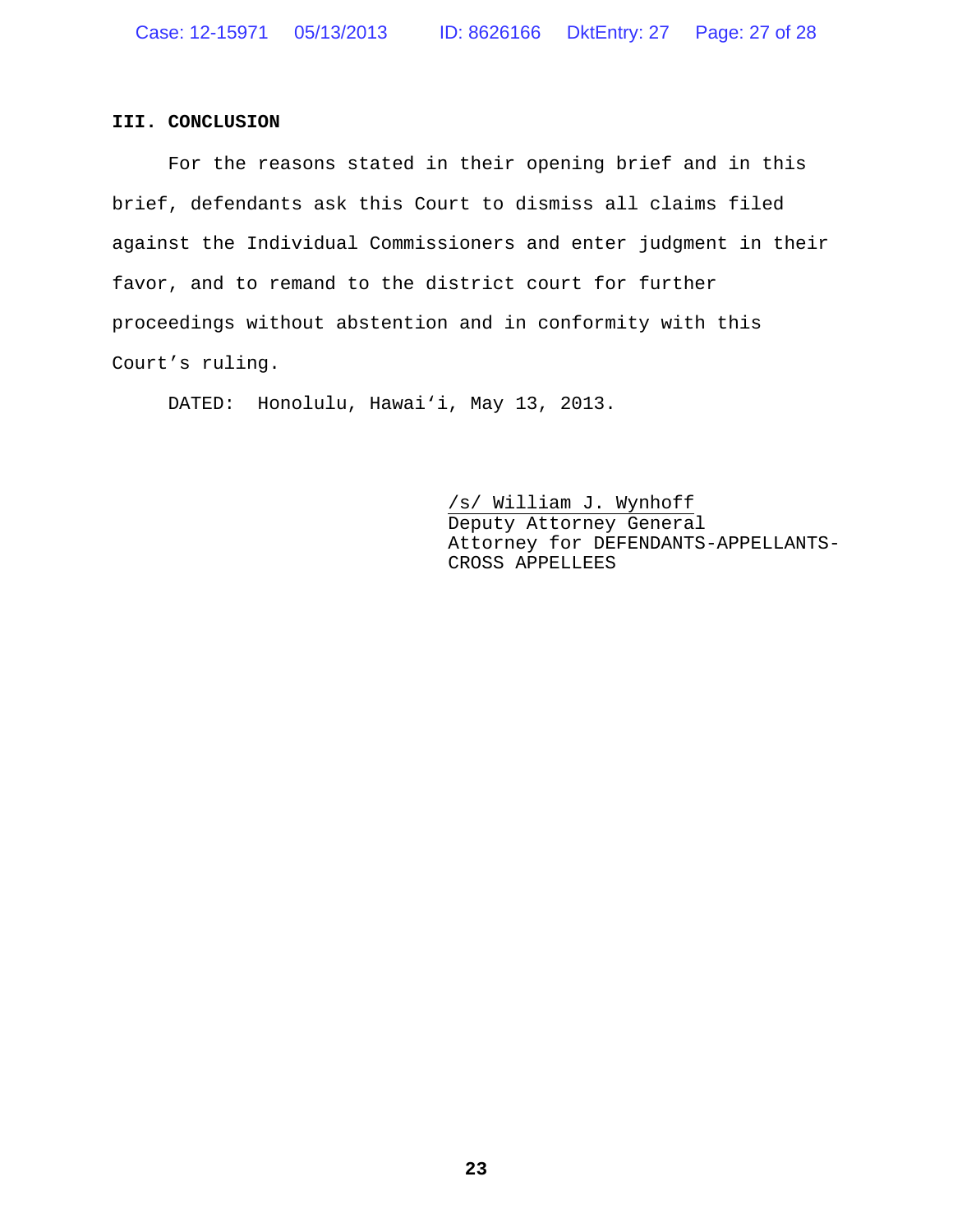## III. CONCLUSION

For the reasons stated in their opening brief and in this brief, defendants ask this Court to dismiss all claims filed against the Individual Commissioners and enter judgment in their favor, and to remand to the district court for further proceedings without abstention and in conformity with this Court's ruling.

DATED: Honolulu, Hawaiʻi, May 13, 2013.

/s/ William J. Wynhoff
Deputy Attorney General
Attorney for DEFENDANTS-APPELLANTS-CROSS APPELLEES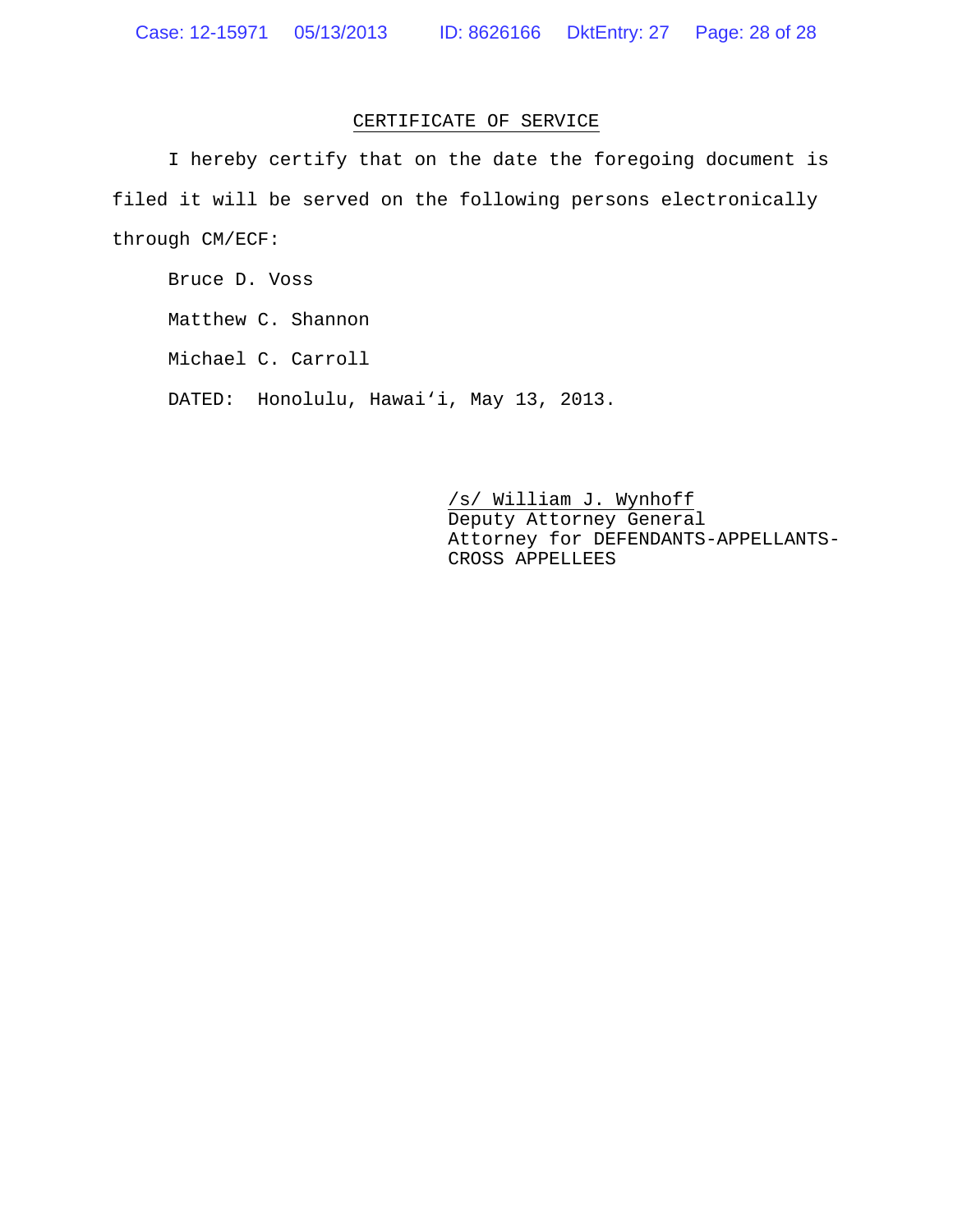## CERTIFICATE OF SERVICE

I hereby certify that on the date the foregoing document is filed it will be served on the following persons electronically through CM/ECF:

Bruce D. Voss

Matthew C. Shannon

Michael C. Carroll

DATED: Honolulu, Hawai'i, May 13, 2013.

/s/ William J. Wynhoff
Deputy Attorney General
Attorney for DEFENDANTS-APPELLANTS-CROSS APPELLEES